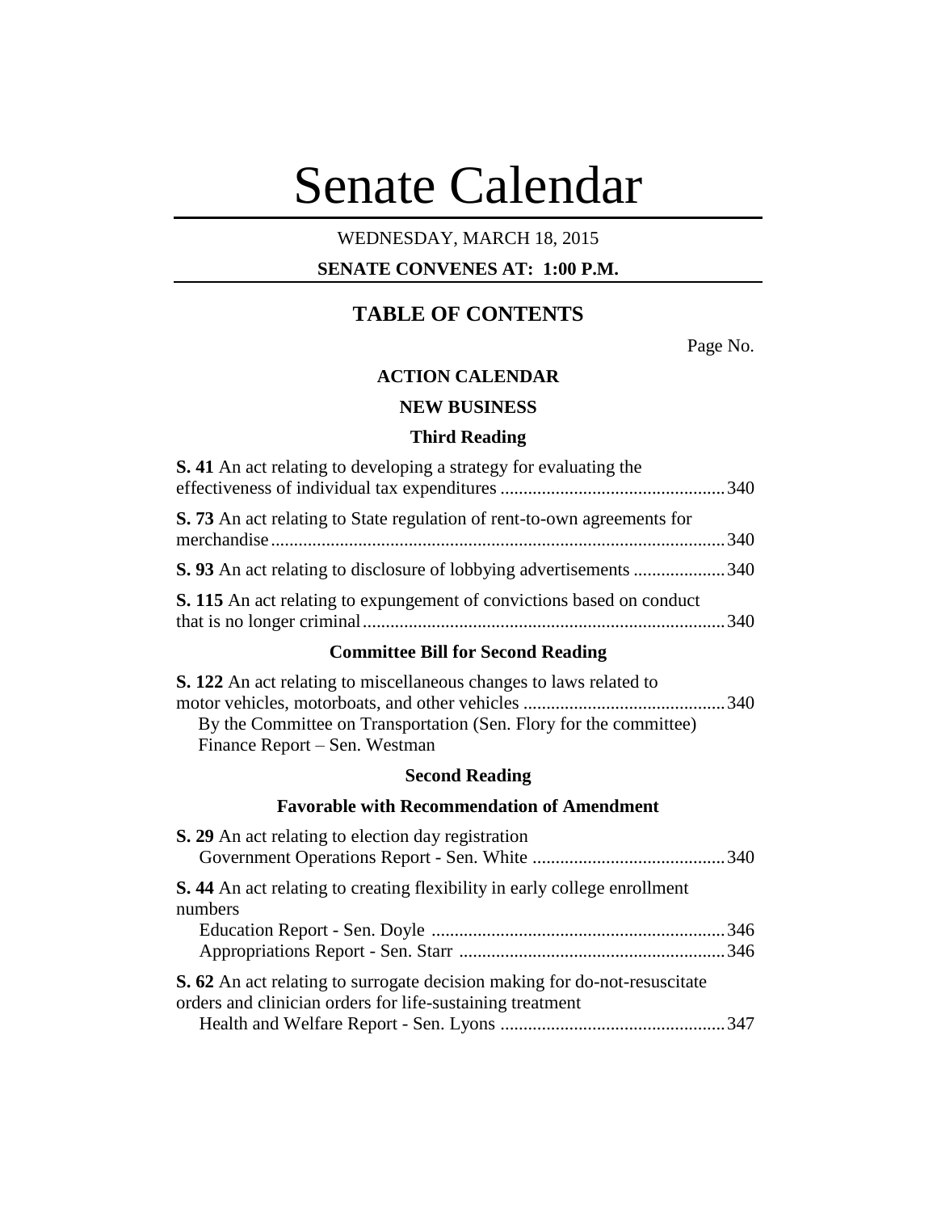# Senate Calendar

WEDNESDAY, MARCH 18, 2015

**SENATE CONVENES AT: 1:00 P.M.**

## TABLE OF CONTENTS

Page No.

### ACTION CALENDAR

### NEW BUSINESS

### Third Reading

**S. 41** An act relating to developing a strategy for evaluating the effectiveness of individual tax expenditures ................................................ 340

**S. 73** An act relating to State regulation of rent-to-own agreements for merchandise ................................................................................................ 340

**S. 93** An act relating to disclosure of lobbying advertisements .................... 340

**S. 115** An act relating to expungement of convictions based on conduct that is no longer criminal .............................................................................. 340

### Committee Bill for Second Reading

**S. 122** An act relating to miscellaneous changes to laws related to motor vehicles, motorboats, and other vehicles ........................................... 340
By the Committee on Transportation (Sen. Flory for the committee)
Finance Report – Sen. Westman

### Second Reading

### Favorable with Recommendation of Amendment

**S. 29** An act relating to election day registration
Government Operations Report - Sen. White .......................................... 340

**S. 44** An act relating to creating flexibility in early college enrollment numbers
Education Report - Sen. Doyle ................................................................ 346
Appropriations Report - Sen. Starr .......................................................... 346

**S. 62** An act relating to surrogate decision making for do-not-resuscitate orders and clinician orders for life-sustaining treatment
Health and Welfare Report - Sen. Lyons ................................................. 347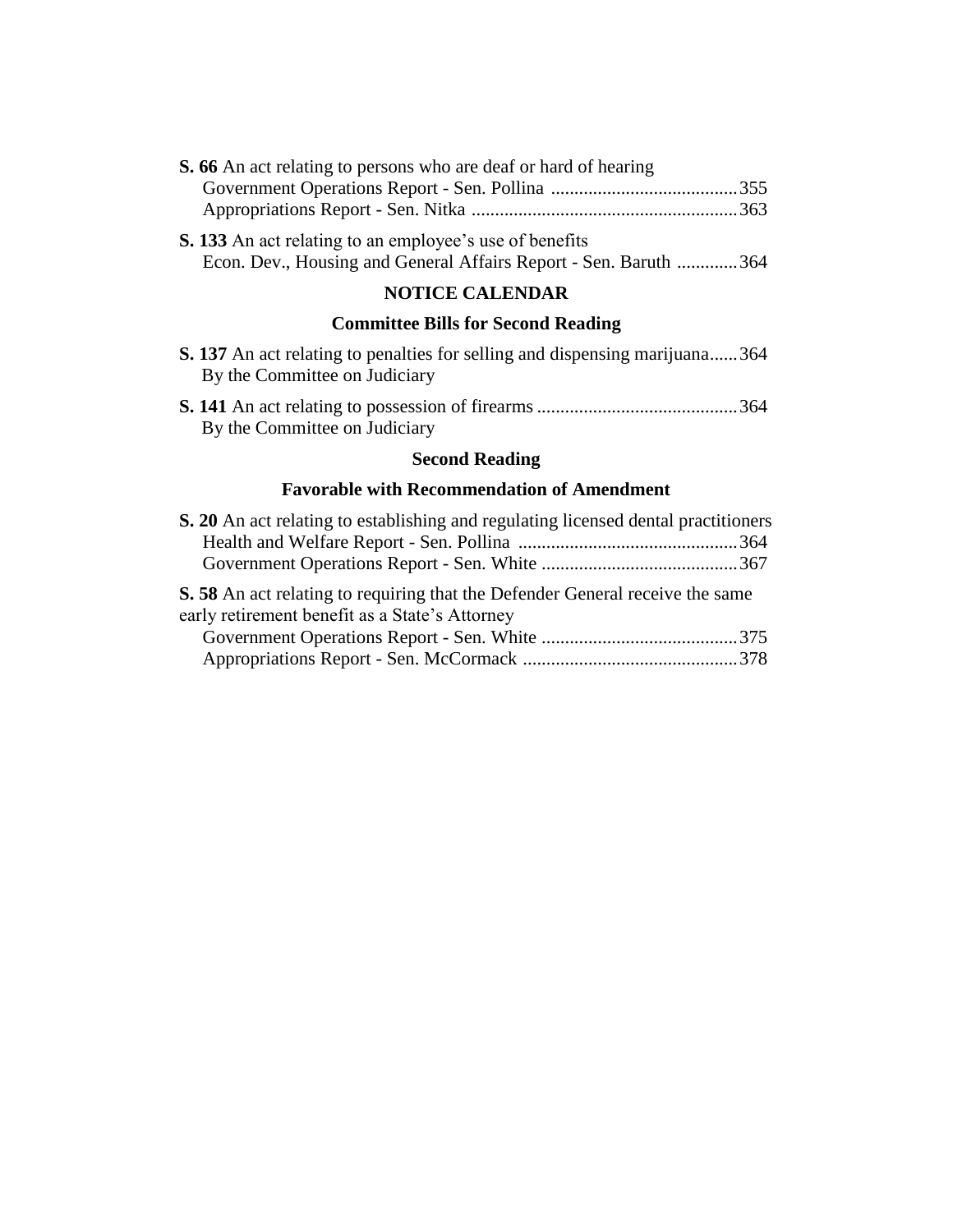**S. 66** An act relating to persons who are deaf or hard of hearing
Government Operations Report - Sen. Pollina ........................................ 355
Appropriations Report - Sen. Nitka ......................................................... 363

**S. 133** An act relating to an employee's use of benefits
Econ. Dev., Housing and General Affairs Report - Sen. Baruth ............. 364

## NOTICE CALENDAR

### Committee Bills for Second Reading

**S. 137** An act relating to penalties for selling and dispensing marijuana...... 364
By the Committee on Judiciary

**S. 141** An act relating to possession of firearms ........................................... 364
By the Committee on Judiciary

### Second Reading

### Favorable with Recommendation of Amendment

**S. 20** An act relating to establishing and regulating licensed dental practitioners
Health and Welfare Report - Sen. Pollina ............................................... 364
Government Operations Report - Sen. White .......................................... 367

**S. 58** An act relating to requiring that the Defender General receive the same early retirement benefit as a State's Attorney
Government Operations Report - Sen. White .......................................... 375
Appropriations Report - Sen. McCormack .............................................. 378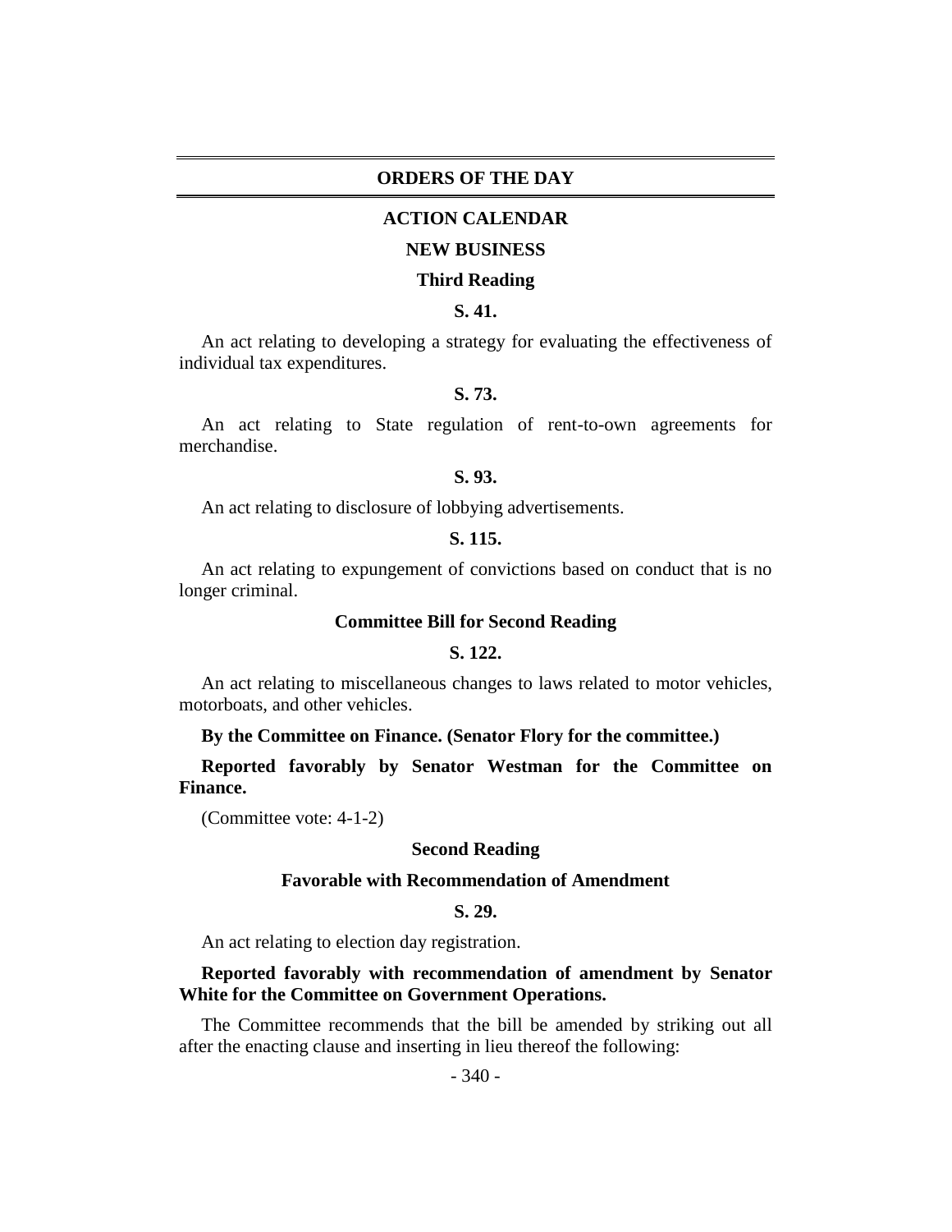## ORDERS OF THE DAY

### ACTION CALENDAR

### NEW BUSINESS

### Third Reading

**S. 41.**

An act relating to developing a strategy for evaluating the effectiveness of individual tax expenditures.

**S. 73.**

An act relating to State regulation of rent-to-own agreements for merchandise.

**S. 93.**

An act relating to disclosure of lobbying advertisements.

**S. 115.**

An act relating to expungement of convictions based on conduct that is no longer criminal.

### Committee Bill for Second Reading

**S. 122.**

An act relating to miscellaneous changes to laws related to motor vehicles, motorboats, and other vehicles.

**By the Committee on Finance. (Senator Flory for the committee.)**

**Reported favorably by Senator Westman for the Committee on Finance.**

(Committee vote: 4-1-2)

### Second Reading

### Favorable with Recommendation of Amendment

**S. 29.**

An act relating to election day registration.

**Reported favorably with recommendation of amendment by Senator White for the Committee on Government Operations.**

The Committee recommends that the bill be amended by striking out all after the enacting clause and inserting in lieu thereof the following: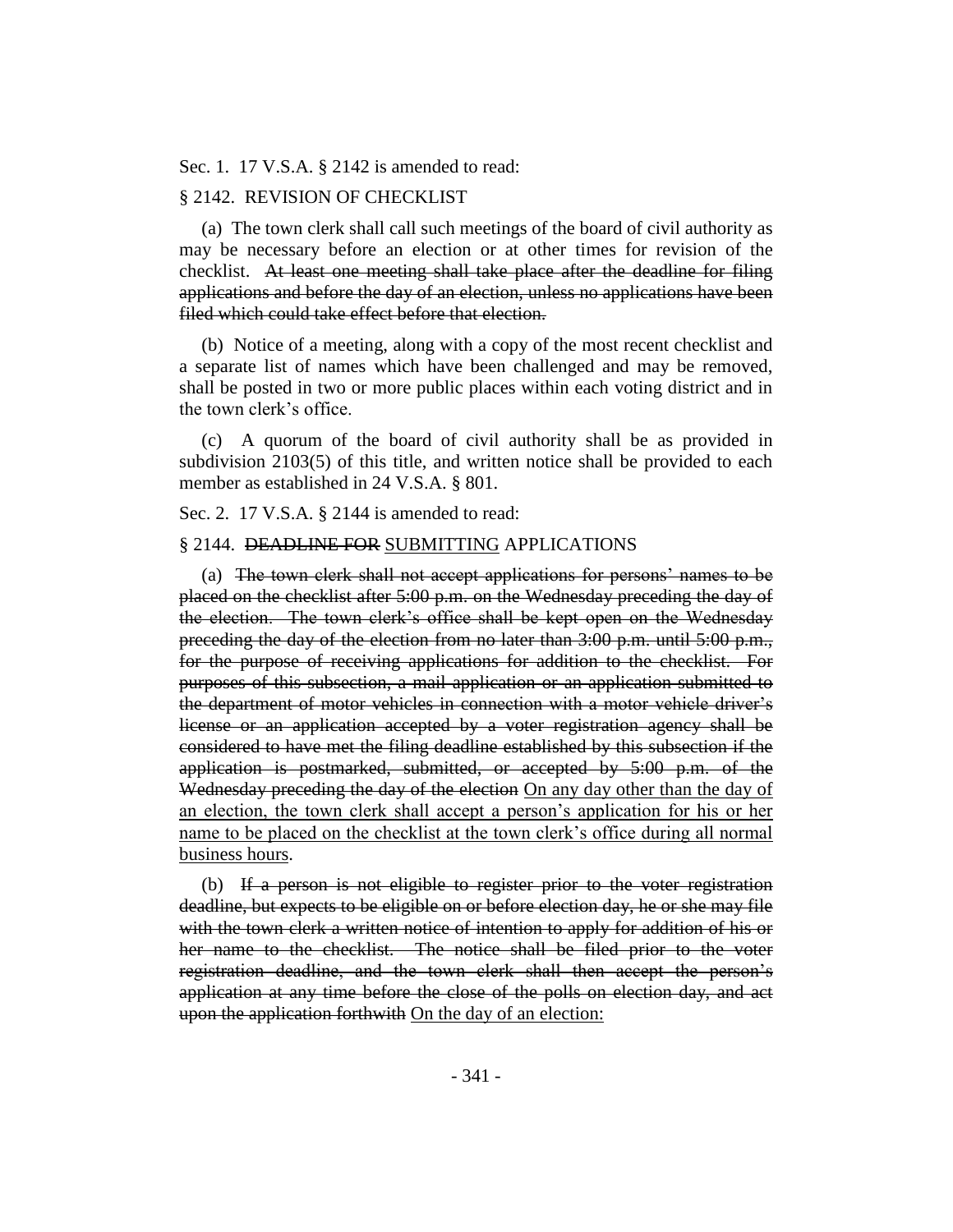Sec. 1. 17 V.S.A. § 2142 is amended to read:

§ 2142. REVISION OF CHECKLIST

(a) The town clerk shall call such meetings of the board of civil authority as may be necessary before an election or at other times for revision of the checklist. ~~At least one meeting shall take place after the deadline for filing applications and before the day of an election, unless no applications have been filed which could take effect before that election.~~

(b) Notice of a meeting, along with a copy of the most recent checklist and a separate list of names which have been challenged and may be removed, shall be posted in two or more public places within each voting district and in the town clerk's office.

(c) A quorum of the board of civil authority shall be as provided in subdivision 2103(5) of this title, and written notice shall be provided to each member as established in 24 V.S.A. § 801.

Sec. 2. 17 V.S.A. § 2144 is amended to read:

§ 2144. ~~DEADLINE FOR~~ <u>SUBMITTING</u> APPLICATIONS

(a) ~~The town clerk shall not accept applications for persons' names to be placed on the checklist after 5:00 p.m. on the Wednesday preceding the day of the election. The town clerk's office shall be kept open on the Wednesday preceding the day of the election from no later than 3:00 p.m. until 5:00 p.m., for the purpose of receiving applications for addition to the checklist. For purposes of this subsection, a mail application or an application submitted to the department of motor vehicles in connection with a motor vehicle driver's license or an application accepted by a voter registration agency shall be considered to have met the filing deadline established by this subsection if the application is postmarked, submitted, or accepted by 5:00 p.m. of the Wednesday preceding the day of the election~~ <u>On any day other than the day of an election, the town clerk shall accept a person's application for his or her name to be placed on the checklist at the town clerk's office during all normal business hours</u>.

(b) ~~If a person is not eligible to register prior to the voter registration deadline, but expects to be eligible on or before election day, he or she may file with the town clerk a written notice of intention to apply for addition of his or her name to the checklist. The notice shall be filed prior to the voter registration deadline, and the town clerk shall then accept the person's application at any time before the close of the polls on election day, and act upon the application forthwith~~ <u>On the day of an election:</u>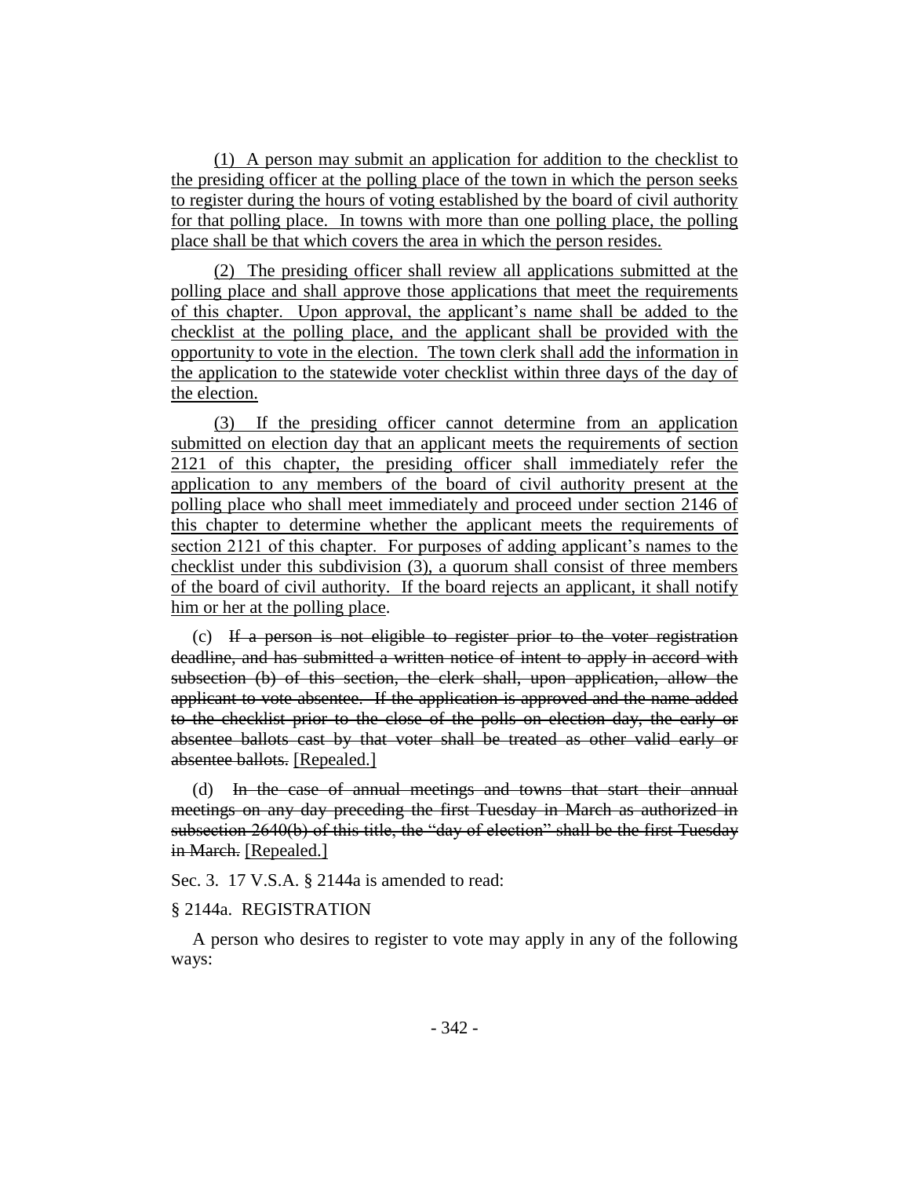(1) A person may submit an application for addition to the checklist to the presiding officer at the polling place of the town in which the person seeks to register during the hours of voting established by the board of civil authority for that polling place. In towns with more than one polling place, the polling place shall be that which covers the area in which the person resides.

(2) The presiding officer shall review all applications submitted at the polling place and shall approve those applications that meet the requirements of this chapter. Upon approval, the applicant's name shall be added to the checklist at the polling place, and the applicant shall be provided with the opportunity to vote in the election. The town clerk shall add the information in the application to the statewide voter checklist within three days of the day of the election.

(3) If the presiding officer cannot determine from an application submitted on election day that an applicant meets the requirements of section 2121 of this chapter, the presiding officer shall immediately refer the application to any members of the board of civil authority present at the polling place who shall meet immediately and proceed under section 2146 of this chapter to determine whether the applicant meets the requirements of section 2121 of this chapter. For purposes of adding applicant's names to the checklist under this subdivision (3), a quorum shall consist of three members of the board of civil authority. If the board rejects an applicant, it shall notify him or her at the polling place.

(c) ~~If a person is not eligible to register prior to the voter registration deadline, and has submitted a written notice of intent to apply in accord with subsection (b) of this section, the clerk shall, upon application, allow the applicant to vote absentee. If the application is approved and the name added to the checklist prior to the close of the polls on election day, the early or absentee ballots cast by that voter shall be treated as other valid early or absentee ballots.~~ [Repealed.]

(d) ~~In the case of annual meetings and towns that start their annual meetings on any day preceding the first Tuesday in March as authorized in subsection 2640(b) of this title, the "day of election" shall be the first Tuesday in March.~~ [Repealed.]

Sec. 3. 17 V.S.A. § 2144a is amended to read:

§ 2144a. REGISTRATION

A person who desires to register to vote may apply in any of the following ways: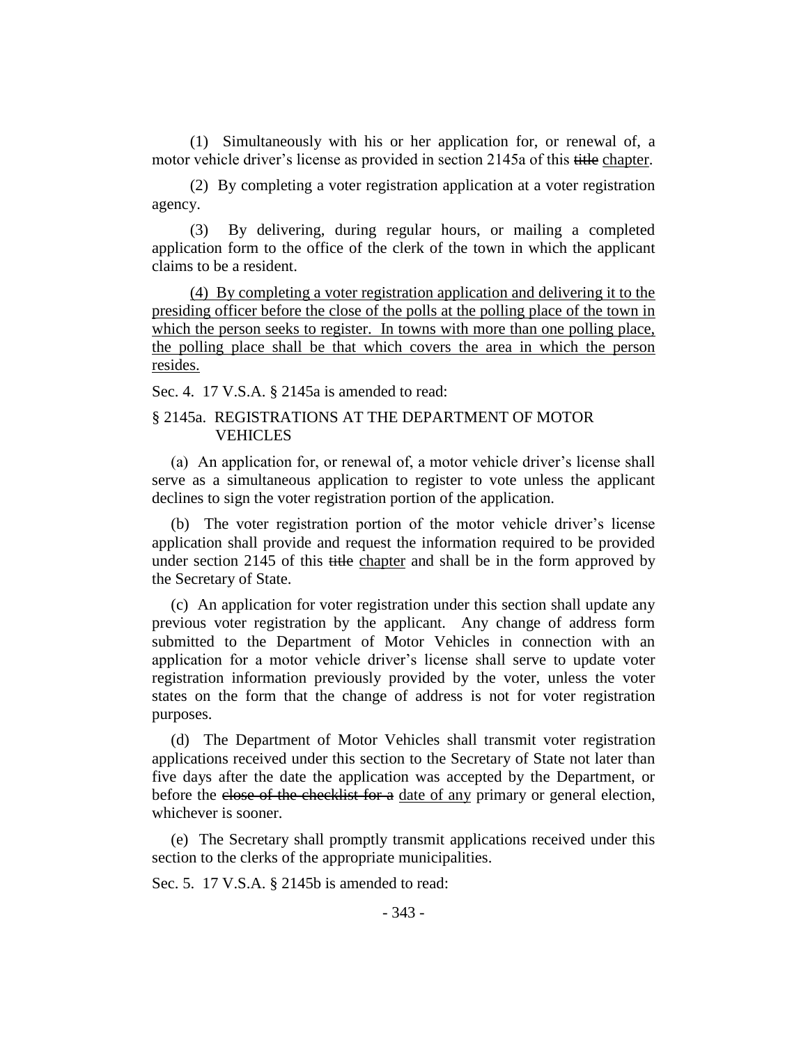(1) Simultaneously with his or her application for, or renewal of, a motor vehicle driver's license as provided in section 2145a of this ~~title~~ chapter.

(2) By completing a voter registration application at a voter registration agency.

(3) By delivering, during regular hours, or mailing a completed application form to the office of the clerk of the town in which the applicant claims to be a resident.

(4) By completing a voter registration application and delivering it to the presiding officer before the close of the polls at the polling place of the town in which the person seeks to register. In towns with more than one polling place, the polling place shall be that which covers the area in which the person resides.

Sec. 4. 17 V.S.A. § 2145a is amended to read:

§ 2145a. REGISTRATIONS AT THE DEPARTMENT OF MOTOR VEHICLES

(a) An application for, or renewal of, a motor vehicle driver's license shall serve as a simultaneous application to register to vote unless the applicant declines to sign the voter registration portion of the application.

(b) The voter registration portion of the motor vehicle driver's license application shall provide and request the information required to be provided under section 2145 of this ~~title~~ chapter and shall be in the form approved by the Secretary of State.

(c) An application for voter registration under this section shall update any previous voter registration by the applicant. Any change of address form submitted to the Department of Motor Vehicles in connection with an application for a motor vehicle driver's license shall serve to update voter registration information previously provided by the voter, unless the voter states on the form that the change of address is not for voter registration purposes.

(d) The Department of Motor Vehicles shall transmit voter registration applications received under this section to the Secretary of State not later than five days after the date the application was accepted by the Department, or before the ~~close of the checklist for a~~ date of any primary or general election, whichever is sooner.

(e) The Secretary shall promptly transmit applications received under this section to the clerks of the appropriate municipalities.

Sec. 5. 17 V.S.A. § 2145b is amended to read: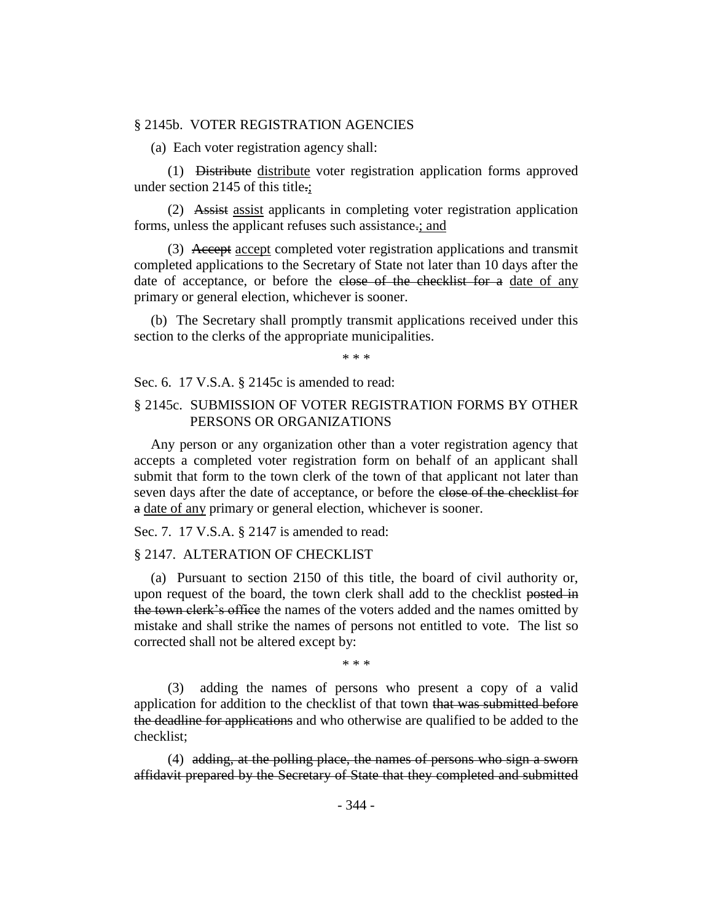§ 2145b. VOTER REGISTRATION AGENCIES

(a) Each voter registration agency shall:

(1) ~~Distribute~~ <u>distribute</u> voter registration application forms approved under section 2145 of this title~~.~~<u>;</u>

(2) ~~Assist~~ <u>assist</u> applicants in completing voter registration application forms, unless the applicant refuses such assistance~~.~~<u>; and</u>

(3) ~~Accept~~ <u>accept</u> completed voter registration applications and transmit completed applications to the Secretary of State not later than 10 days after the date of acceptance, or before the ~~close of the checklist for a~~ <u>date of any</u> primary or general election, whichever is sooner.

(b) The Secretary shall promptly transmit applications received under this section to the clerks of the appropriate municipalities.

\* \* \*

Sec. 6. 17 V.S.A. § 2145c is amended to read:

§ 2145c. SUBMISSION OF VOTER REGISTRATION FORMS BY OTHER PERSONS OR ORGANIZATIONS

Any person or any organization other than a voter registration agency that accepts a completed voter registration form on behalf of an applicant shall submit that form to the town clerk of the town of that applicant not later than seven days after the date of acceptance, or before the ~~close of the checklist for a~~ <u>date of any</u> primary or general election, whichever is sooner.

Sec. 7. 17 V.S.A. § 2147 is amended to read:

§ 2147. ALTERATION OF CHECKLIST

(a) Pursuant to section 2150 of this title, the board of civil authority or, upon request of the board, the town clerk shall add to the checklist ~~posted in the town clerk's office~~ the names of the voters added and the names omitted by mistake and shall strike the names of persons not entitled to vote. The list so corrected shall not be altered except by:

\* \* \*

(3) adding the names of persons who present a copy of a valid application for addition to the checklist of that town ~~that was submitted before the deadline for applications~~ and who otherwise are qualified to be added to the checklist;

(4) ~~adding, at the polling place, the names of persons who sign a sworn affidavit prepared by the Secretary of State that they completed and submitted~~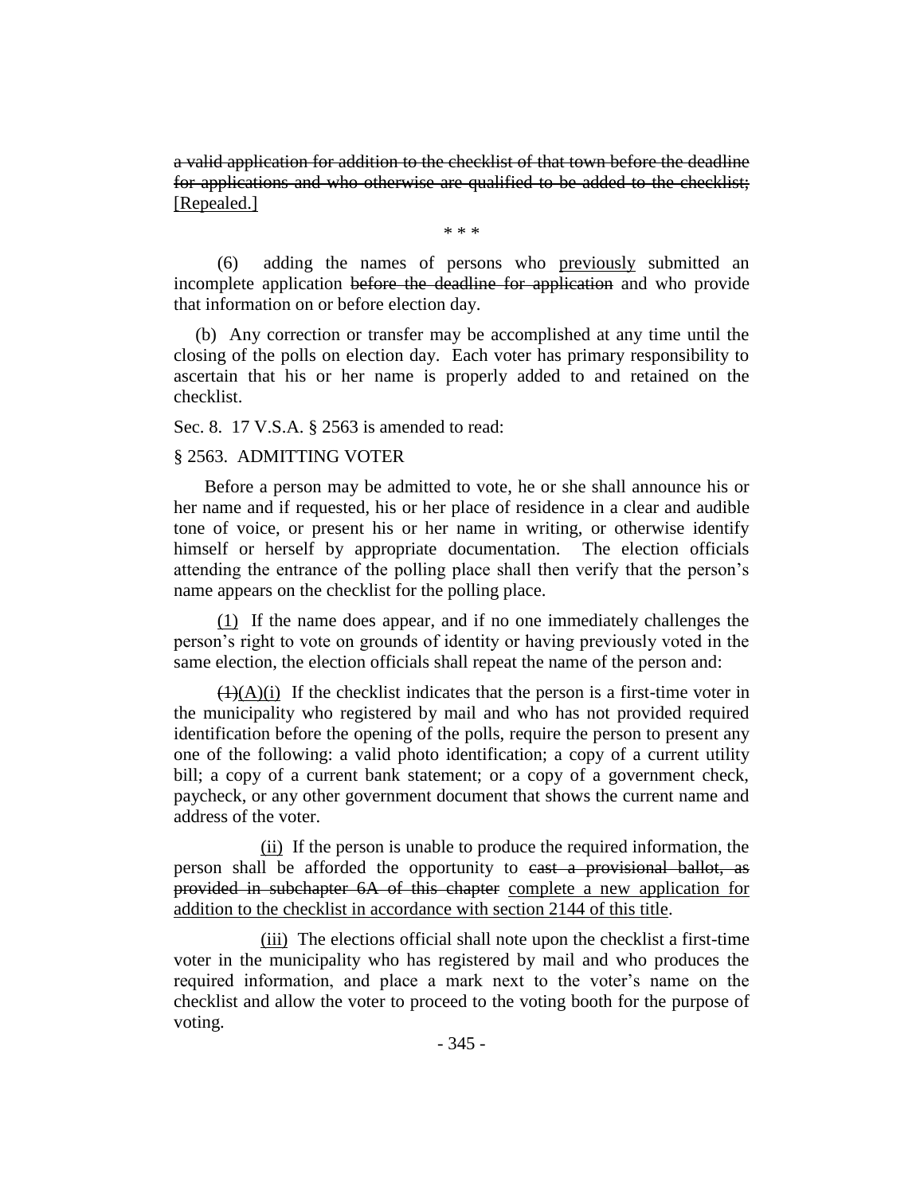~~a valid application for addition to the checklist of that town before the deadline for applications and who otherwise are qualified to be added to the checklist;~~ [Repealed.]

\* \* \*

(6) adding the names of persons who previously submitted an incomplete application ~~before the deadline for application~~ and who provide that information on or before election day.

(b) Any correction or transfer may be accomplished at any time until the closing of the polls on election day. Each voter has primary responsibility to ascertain that his or her name is properly added to and retained on the checklist.

Sec. 8. 17 V.S.A. § 2563 is amended to read:

§ 2563. ADMITTING VOTER

Before a person may be admitted to vote, he or she shall announce his or her name and if requested, his or her place of residence in a clear and audible tone of voice, or present his or her name in writing, or otherwise identify himself or herself by appropriate documentation. The election officials attending the entrance of the polling place shall then verify that the person's name appears on the checklist for the polling place.

(1) If the name does appear, and if no one immediately challenges the person's right to vote on grounds of identity or having previously voted in the same election, the election officials shall repeat the name of the person and:

~~(1)~~(A)(i) If the checklist indicates that the person is a first-time voter in the municipality who registered by mail and who has not provided required identification before the opening of the polls, require the person to present any one of the following: a valid photo identification; a copy of a current utility bill; a copy of a current bank statement; or a copy of a government check, paycheck, or any other government document that shows the current name and address of the voter.

(ii) If the person is unable to produce the required information, the person shall be afforded the opportunity to ~~cast a provisional ballot, as provided in subchapter 6A of this chapter~~ complete a new application for addition to the checklist in accordance with section 2144 of this title.

(iii) The elections official shall note upon the checklist a first-time voter in the municipality who has registered by mail and who produces the required information, and place a mark next to the voter's name on the checklist and allow the voter to proceed to the voting booth for the purpose of voting.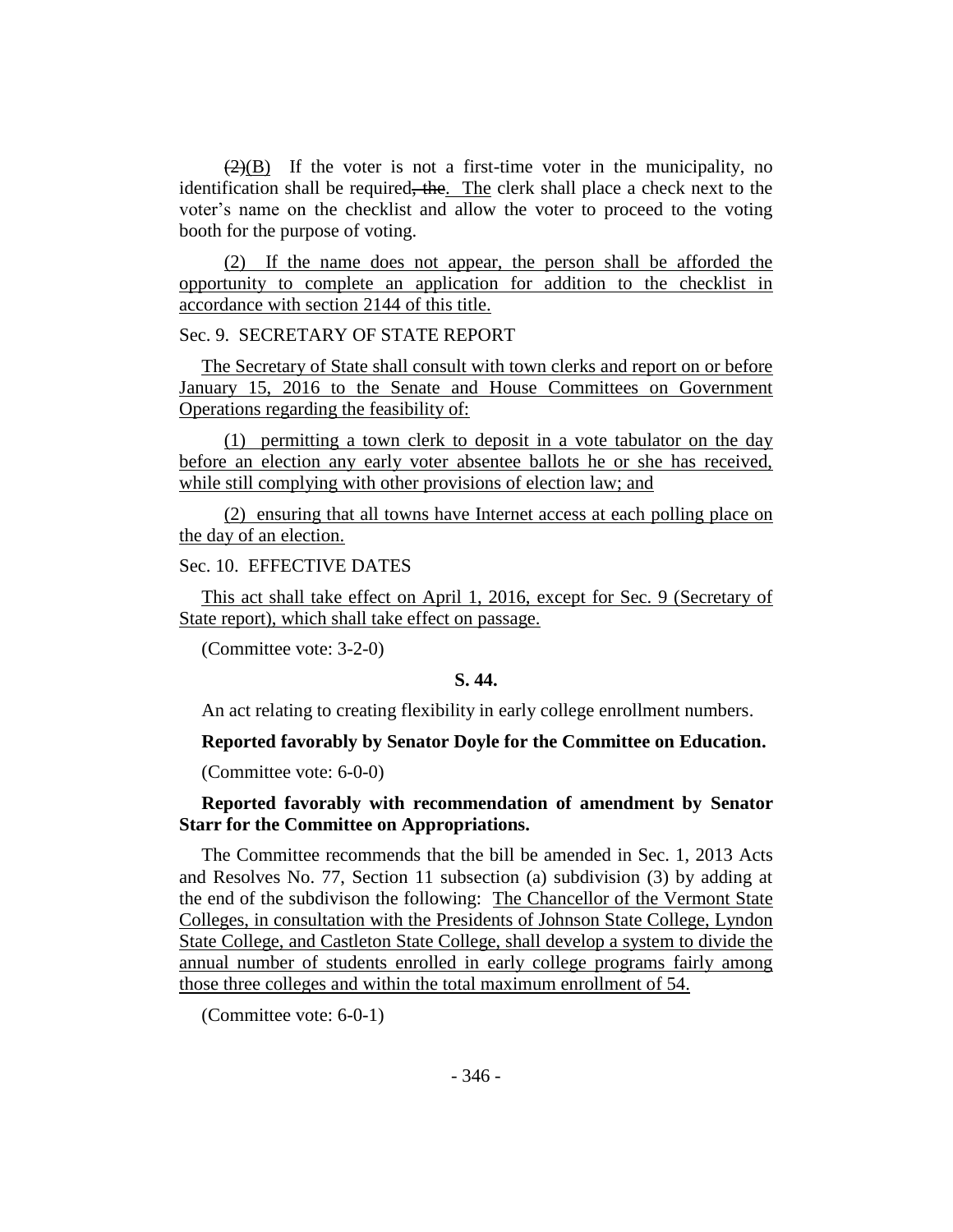~~(2)~~(B) If the voter is not a first-time voter in the municipality, no identification shall be required~~, the~~. The clerk shall place a check next to the voter's name on the checklist and allow the voter to proceed to the voting booth for the purpose of voting.

(2) If the name does not appear, the person shall be afforded the opportunity to complete an application for addition to the checklist in accordance with section 2144 of this title.

Sec. 9. SECRETARY OF STATE REPORT

The Secretary of State shall consult with town clerks and report on or before January 15, 2016 to the Senate and House Committees on Government Operations regarding the feasibility of:

(1) permitting a town clerk to deposit in a vote tabulator on the day before an election any early voter absentee ballots he or she has received, while still complying with other provisions of election law; and

(2) ensuring that all towns have Internet access at each polling place on the day of an election.

Sec. 10. EFFECTIVE DATES

This act shall take effect on April 1, 2016, except for Sec. 9 (Secretary of State report), which shall take effect on passage.

(Committee vote: 3-2-0)

**S. 44.**

An act relating to creating flexibility in early college enrollment numbers.

**Reported favorably by Senator Doyle for the Committee on Education.**

(Committee vote: 6-0-0)

**Reported favorably with recommendation of amendment by Senator Starr for the Committee on Appropriations.**

The Committee recommends that the bill be amended in Sec. 1, 2013 Acts and Resolves No. 77, Section 11 subsection (a) subdivision (3) by adding at the end of the subdivison the following: The Chancellor of the Vermont State Colleges, in consultation with the Presidents of Johnson State College, Lyndon State College, and Castleton State College, shall develop a system to divide the annual number of students enrolled in early college programs fairly among those three colleges and within the total maximum enrollment of 54.

(Committee vote: 6-0-1)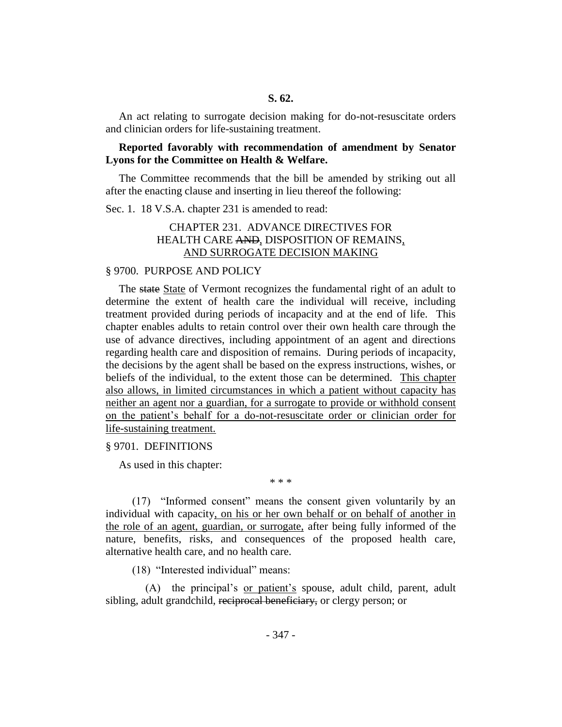**S. 62.**

An act relating to surrogate decision making for do-not-resuscitate orders and clinician orders for life-sustaining treatment.

**Reported favorably with recommendation of amendment by Senator Lyons for the Committee on Health & Welfare.**

The Committee recommends that the bill be amended by striking out all after the enacting clause and inserting in lieu thereof the following:

Sec. 1. 18 V.S.A. chapter 231 is amended to read:

CHAPTER 231. ADVANCE DIRECTIVES FOR HEALTH CARE ~~AND~~<u>,</u> DISPOSITION OF REMAINS<u>,</u> <u>AND SURROGATE DECISION MAKING</u>

§ 9700. PURPOSE AND POLICY

The ~~state~~ <u>State</u> of Vermont recognizes the fundamental right of an adult to determine the extent of health care the individual will receive, including treatment provided during periods of incapacity and at the end of life. This chapter enables adults to retain control over their own health care through the use of advance directives, including appointment of an agent and directions regarding health care and disposition of remains. During periods of incapacity, the decisions by the agent shall be based on the express instructions, wishes, or beliefs of the individual, to the extent those can be determined. <u>This chapter also allows, in limited circumstances in which a patient without capacity has neither an agent nor a guardian, for a surrogate to provide or withhold consent on the patient's behalf for a do-not-resuscitate order or clinician order for life-sustaining treatment.</u>

§ 9701. DEFINITIONS

As used in this chapter:

\* \* \*

(17) "Informed consent" means the consent given voluntarily by an individual with capacity<u>, on his or her own behalf or on behalf of another in the role of an agent, guardian, or surrogate,</u> after being fully informed of the nature, benefits, risks, and consequences of the proposed health care, alternative health care, and no health care.

(18) "Interested individual" means:

(A) the principal's <u>or patient's</u> spouse, adult child, parent, adult sibling, adult grandchild, ~~reciprocal beneficiary,~~ or clergy person; or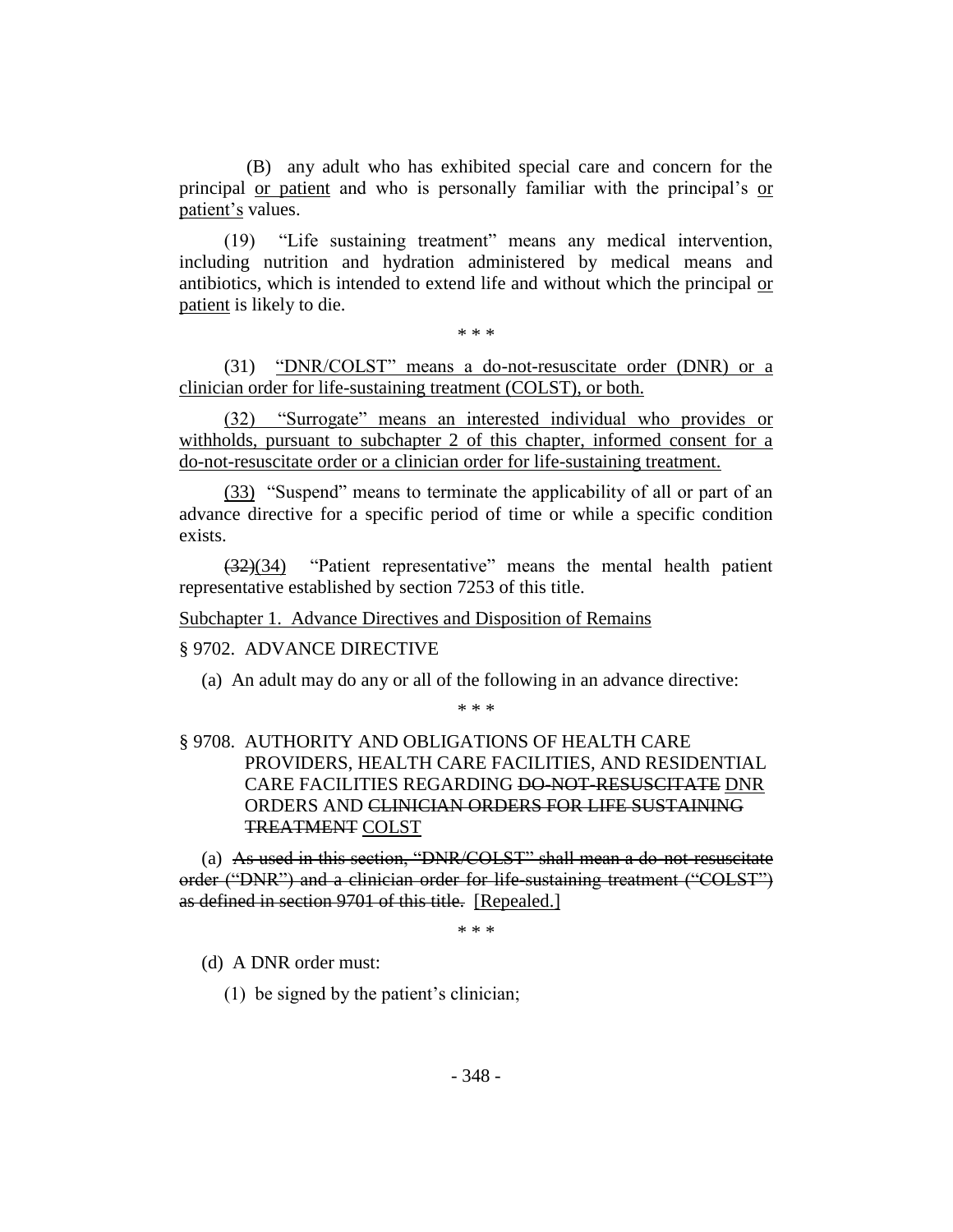(B) any adult who has exhibited special care and concern for the principal or patient and who is personally familiar with the principal's or patient's values.

(19) "Life sustaining treatment" means any medical intervention, including nutrition and hydration administered by medical means and antibiotics, which is intended to extend life and without which the principal or patient is likely to die.

\* \* \*

(31) "DNR/COLST" means a do-not-resuscitate order (DNR) or a clinician order for life-sustaining treatment (COLST), or both.

(32) "Surrogate" means an interested individual who provides or withholds, pursuant to subchapter 2 of this chapter, informed consent for a do-not-resuscitate order or a clinician order for life-sustaining treatment.

(33) "Suspend" means to terminate the applicability of all or part of an advance directive for a specific period of time or while a specific condition exists.

~~(32)~~(34) "Patient representative" means the mental health patient representative established by section 7253 of this title.

Subchapter 1. Advance Directives and Disposition of Remains

§ 9702. ADVANCE DIRECTIVE

(a) An adult may do any or all of the following in an advance directive:

\* \* \*

§ 9708. AUTHORITY AND OBLIGATIONS OF HEALTH CARE PROVIDERS, HEALTH CARE FACILITIES, AND RESIDENTIAL CARE FACILITIES REGARDING ~~DO-NOT-RESUSCITATE~~ DNR ORDERS AND ~~CLINICIAN ORDERS FOR LIFE SUSTAINING TREATMENT~~ COLST

(a) ~~As used in this section, "DNR/COLST" shall mean a do-not-resuscitate order ("DNR") and a clinician order for life-sustaining treatment ("COLST") as defined in section 9701 of this title.~~ [Repealed.]

\* \* \*

(d) A DNR order must:

(1) be signed by the patient's clinician;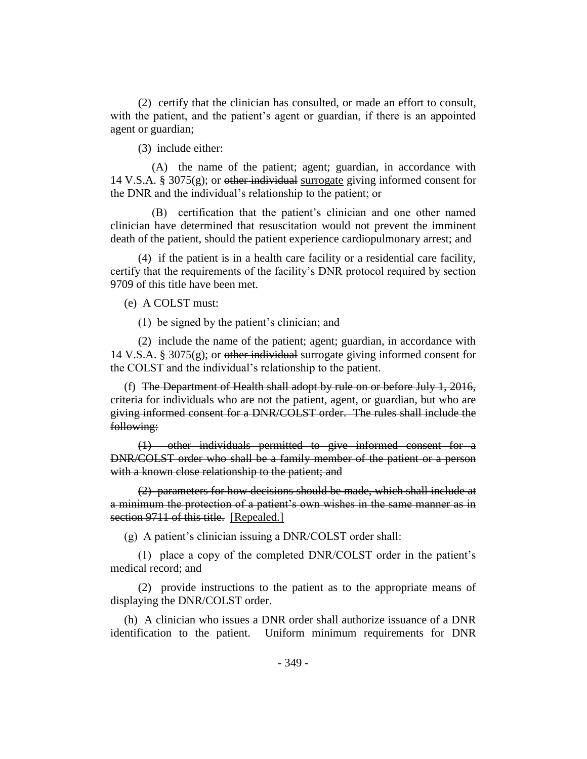(2) certify that the clinician has consulted, or made an effort to consult, with the patient, and the patient's agent or guardian, if there is an appointed agent or guardian;

(3) include either:

(A) the name of the patient; agent; guardian, in accordance with 14 V.S.A. § 3075(g); or ~~other individual~~ <u>surrogate</u> giving informed consent for the DNR and the individual's relationship to the patient; or

(B) certification that the patient's clinician and one other named clinician have determined that resuscitation would not prevent the imminent death of the patient, should the patient experience cardiopulmonary arrest; and

(4) if the patient is in a health care facility or a residential care facility, certify that the requirements of the facility's DNR protocol required by section 9709 of this title have been met.

(e) A COLST must:

(1) be signed by the patient's clinician; and

(2) include the name of the patient; agent; guardian, in accordance with 14 V.S.A. § 3075(g); or ~~other individual~~ <u>surrogate</u> giving informed consent for the COLST and the individual's relationship to the patient.

(f) ~~The Department of Health shall adopt by rule on or before July 1, 2016, criteria for individuals who are not the patient, agent, or guardian, but who are giving informed consent for a DNR/COLST order. The rules shall include the following:~~

~~(1) other individuals permitted to give informed consent for a DNR/COLST order who shall be a family member of the patient or a person with a known close relationship to the patient; and~~

~~(2) parameters for how decisions should be made, which shall include at a minimum the protection of a patient's own wishes in the same manner as in section 9711 of this title.~~ <u>[Repealed.]</u>

(g) A patient's clinician issuing a DNR/COLST order shall:

(1) place a copy of the completed DNR/COLST order in the patient's medical record; and

(2) provide instructions to the patient as to the appropriate means of displaying the DNR/COLST order.

(h) A clinician who issues a DNR order shall authorize issuance of a DNR identification to the patient. Uniform minimum requirements for DNR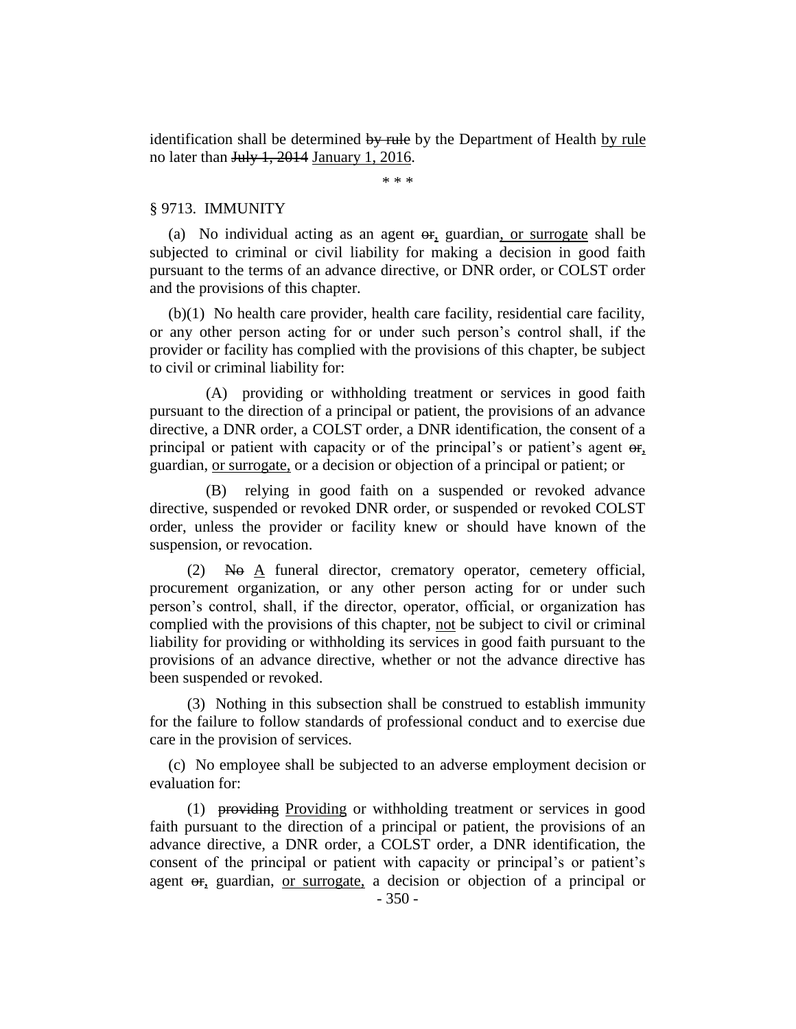identification shall be determined ~~by rule~~ by the Department of Health <u>by rule</u> no later than ~~July 1, 2014~~ <u>January 1, 2016</u>.

\* \* \*

§ 9713. IMMUNITY

(a) No individual acting as an agent ~~or~~<u>,</u> guardian<u>, or surrogate</u> shall be subjected to criminal or civil liability for making a decision in good faith pursuant to the terms of an advance directive, or DNR order, or COLST order and the provisions of this chapter.

(b)(1) No health care provider, health care facility, residential care facility, or any other person acting for or under such person's control shall, if the provider or facility has complied with the provisions of this chapter, be subject to civil or criminal liability for:

(A) providing or withholding treatment or services in good faith pursuant to the direction of a principal or patient, the provisions of an advance directive, a DNR order, a COLST order, a DNR identification, the consent of a principal or patient with capacity or of the principal's or patient's agent ~~or~~<u>,</u> guardian, <u>or surrogate,</u> or a decision or objection of a principal or patient; or

(B) relying in good faith on a suspended or revoked advance directive, suspended or revoked DNR order, or suspended or revoked COLST order, unless the provider or facility knew or should have known of the suspension, or revocation.

(2) ~~No~~ <u>A</u> funeral director, crematory operator, cemetery official, procurement organization, or any other person acting for or under such person's control, shall, if the director, operator, official, or organization has complied with the provisions of this chapter, <u>not</u> be subject to civil or criminal liability for providing or withholding its services in good faith pursuant to the provisions of an advance directive, whether or not the advance directive has been suspended or revoked.

(3) Nothing in this subsection shall be construed to establish immunity for the failure to follow standards of professional conduct and to exercise due care in the provision of services.

(c) No employee shall be subjected to an adverse employment decision or evaluation for:

(1) ~~providing~~ <u>Providing</u> or withholding treatment or services in good faith pursuant to the direction of a principal or patient, the provisions of an advance directive, a DNR order, a COLST order, a DNR identification, the consent of the principal or patient with capacity or principal's or patient's agent ~~or~~<u>,</u> guardian, <u>or surrogate,</u> a decision or objection of a principal or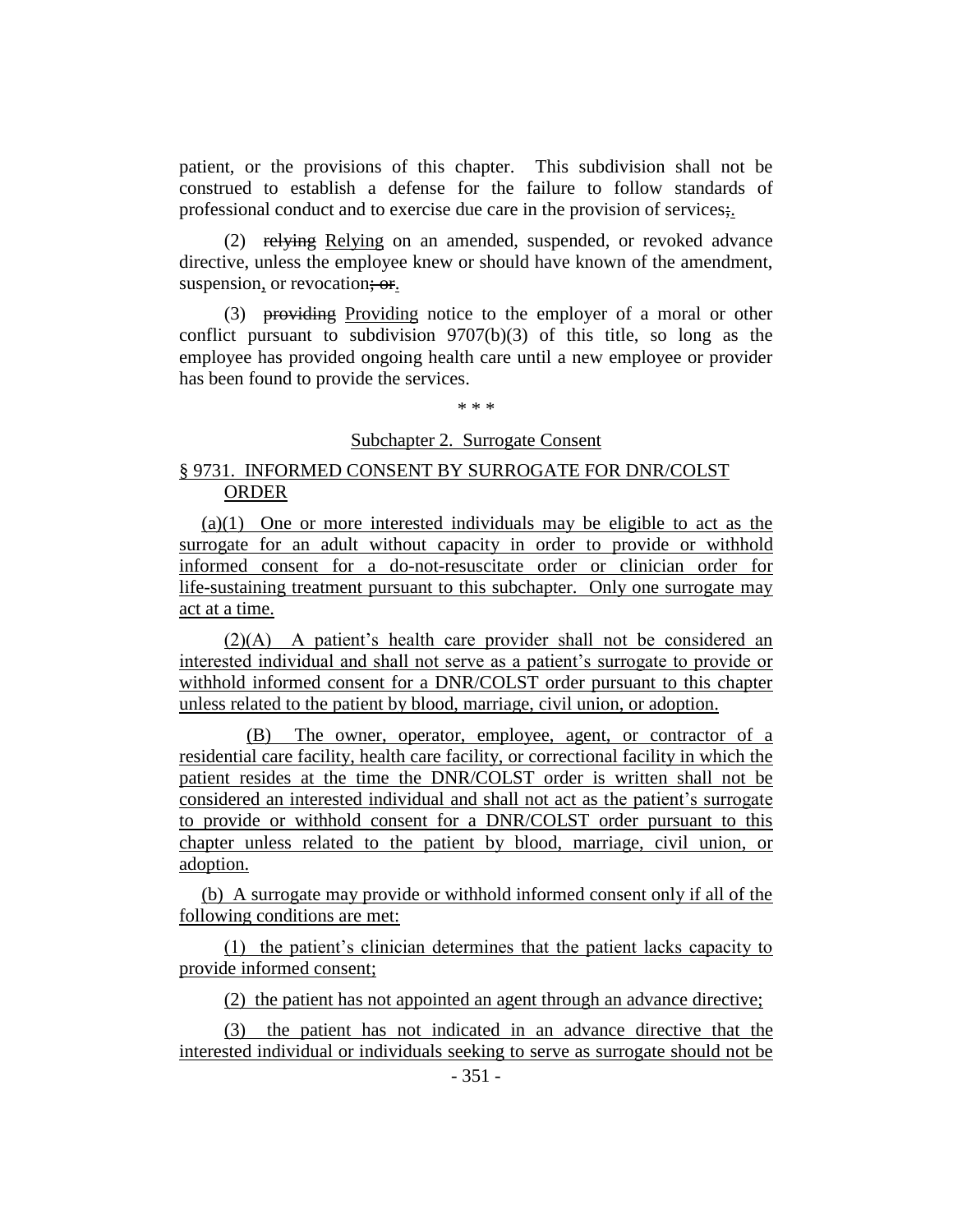patient, or the provisions of this chapter. This subdivision shall not be construed to establish a defense for the failure to follow standards of professional conduct and to exercise due care in the provision of services;.

(2) ~~relying~~ Relying on an amended, suspended, or revoked advance directive, unless the employee knew or should have known of the amendment, suspension, or revocation; ~~or~~.

(3) ~~providing~~ Providing notice to the employer of a moral or other conflict pursuant to subdivision 9707(b)(3) of this title, so long as the employee has provided ongoing health care until a new employee or provider has been found to provide the services.

\* \* \*

Subchapter 2. Surrogate Consent

§ 9731. INFORMED CONSENT BY SURROGATE FOR DNR/COLST ORDER

(a)(1) One or more interested individuals may be eligible to act as the surrogate for an adult without capacity in order to provide or withhold informed consent for a do-not-resuscitate order or clinician order for life-sustaining treatment pursuant to this subchapter. Only one surrogate may act at a time.

(2)(A) A patient's health care provider shall not be considered an interested individual and shall not serve as a patient's surrogate to provide or withhold informed consent for a DNR/COLST order pursuant to this chapter unless related to the patient by blood, marriage, civil union, or adoption.

(B) The owner, operator, employee, agent, or contractor of a residential care facility, health care facility, or correctional facility in which the patient resides at the time the DNR/COLST order is written shall not be considered an interested individual and shall not act as the patient's surrogate to provide or withhold consent for a DNR/COLST order pursuant to this chapter unless related to the patient by blood, marriage, civil union, or adoption.

(b) A surrogate may provide or withhold informed consent only if all of the following conditions are met:

(1) the patient's clinician determines that the patient lacks capacity to provide informed consent;

(2) the patient has not appointed an agent through an advance directive;

(3) the patient has not indicated in an advance directive that the interested individual or individuals seeking to serve as surrogate should not be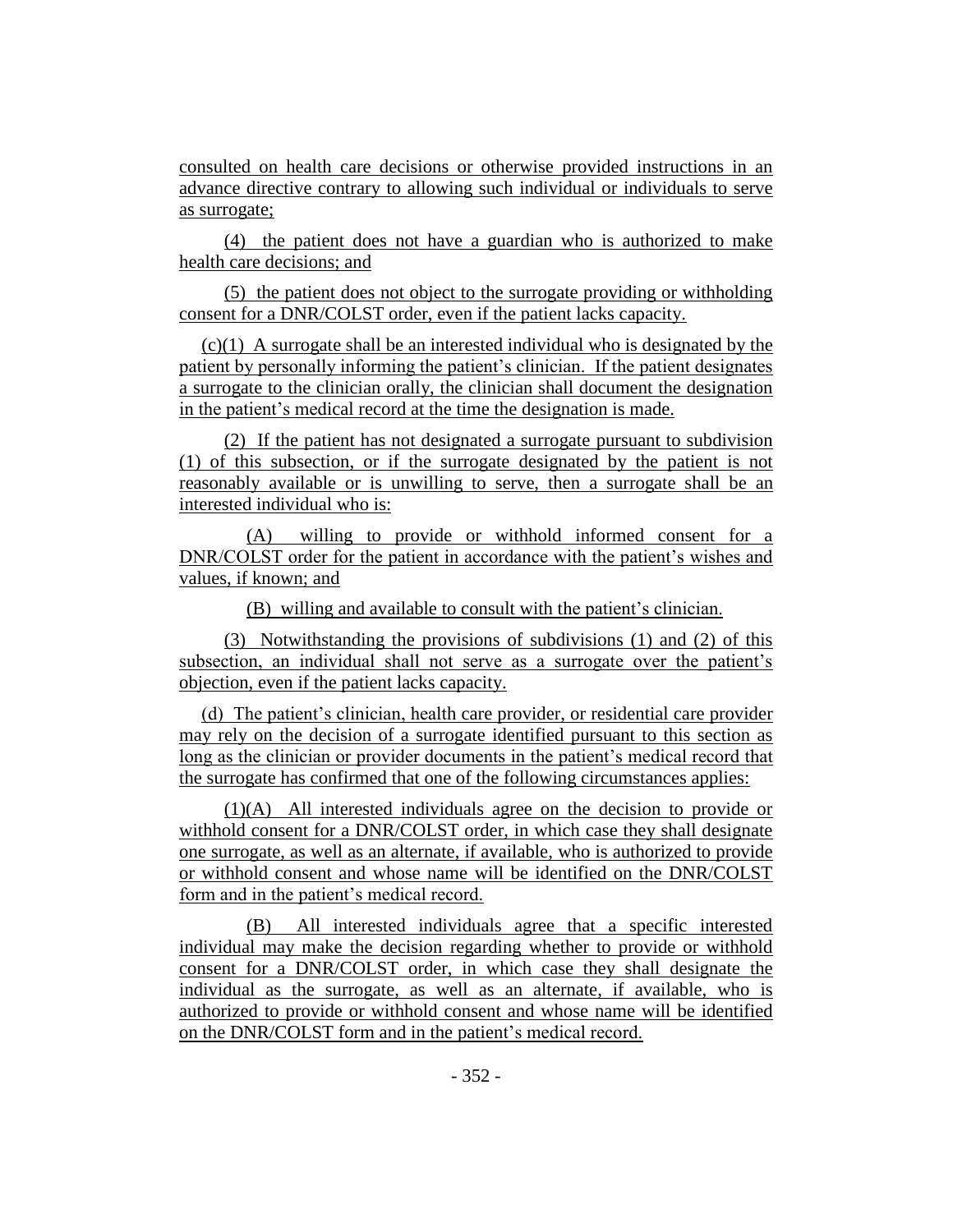consulted on health care decisions or otherwise provided instructions in an advance directive contrary to allowing such individual or individuals to serve as surrogate;

(4) the patient does not have a guardian who is authorized to make health care decisions; and

(5) the patient does not object to the surrogate providing or withholding consent for a DNR/COLST order, even if the patient lacks capacity.

(c)(1) A surrogate shall be an interested individual who is designated by the patient by personally informing the patient's clinician. If the patient designates a surrogate to the clinician orally, the clinician shall document the designation in the patient's medical record at the time the designation is made.

(2) If the patient has not designated a surrogate pursuant to subdivision (1) of this subsection, or if the surrogate designated by the patient is not reasonably available or is unwilling to serve, then a surrogate shall be an interested individual who is:

(A) willing to provide or withhold informed consent for a DNR/COLST order for the patient in accordance with the patient's wishes and values, if known; and

(B) willing and available to consult with the patient's clinician.

(3) Notwithstanding the provisions of subdivisions (1) and (2) of this subsection, an individual shall not serve as a surrogate over the patient's objection, even if the patient lacks capacity.

(d) The patient's clinician, health care provider, or residential care provider may rely on the decision of a surrogate identified pursuant to this section as long as the clinician or provider documents in the patient's medical record that the surrogate has confirmed that one of the following circumstances applies:

(1)(A) All interested individuals agree on the decision to provide or withhold consent for a DNR/COLST order, in which case they shall designate one surrogate, as well as an alternate, if available, who is authorized to provide or withhold consent and whose name will be identified on the DNR/COLST form and in the patient's medical record.

(B) All interested individuals agree that a specific interested individual may make the decision regarding whether to provide or withhold consent for a DNR/COLST order, in which case they shall designate the individual as the surrogate, as well as an alternate, if available, who is authorized to provide or withhold consent and whose name will be identified on the DNR/COLST form and in the patient's medical record.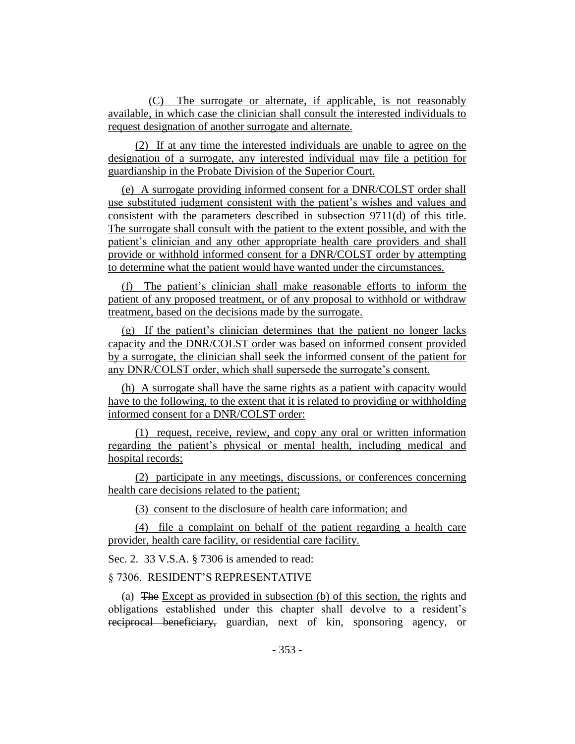(C) The surrogate or alternate, if applicable, is not reasonably available, in which case the clinician shall consult the interested individuals to request designation of another surrogate and alternate.

(2) If at any time the interested individuals are unable to agree on the designation of a surrogate, any interested individual may file a petition for guardianship in the Probate Division of the Superior Court.

(e) A surrogate providing informed consent for a DNR/COLST order shall use substituted judgment consistent with the patient's wishes and values and consistent with the parameters described in subsection 9711(d) of this title. The surrogate shall consult with the patient to the extent possible, and with the patient's clinician and any other appropriate health care providers and shall provide or withhold informed consent for a DNR/COLST order by attempting to determine what the patient would have wanted under the circumstances.

(f) The patient's clinician shall make reasonable efforts to inform the patient of any proposed treatment, or of any proposal to withhold or withdraw treatment, based on the decisions made by the surrogate.

(g) If the patient's clinician determines that the patient no longer lacks capacity and the DNR/COLST order was based on informed consent provided by a surrogate, the clinician shall seek the informed consent of the patient for any DNR/COLST order, which shall supersede the surrogate's consent.

(h) A surrogate shall have the same rights as a patient with capacity would have to the following, to the extent that it is related to providing or withholding informed consent for a DNR/COLST order:

(1) request, receive, review, and copy any oral or written information regarding the patient's physical or mental health, including medical and hospital records;

(2) participate in any meetings, discussions, or conferences concerning health care decisions related to the patient;

(3) consent to the disclosure of health care information; and

(4) file a complaint on behalf of the patient regarding a health care provider, health care facility, or residential care facility.

Sec. 2. 33 V.S.A. § 7306 is amended to read:

§ 7306. RESIDENT'S REPRESENTATIVE

(a) ~~The~~ Except as provided in subsection (b) of this section, the rights and obligations established under this chapter shall devolve to a resident's ~~reciprocal beneficiary,~~ guardian, next of kin, sponsoring agency, or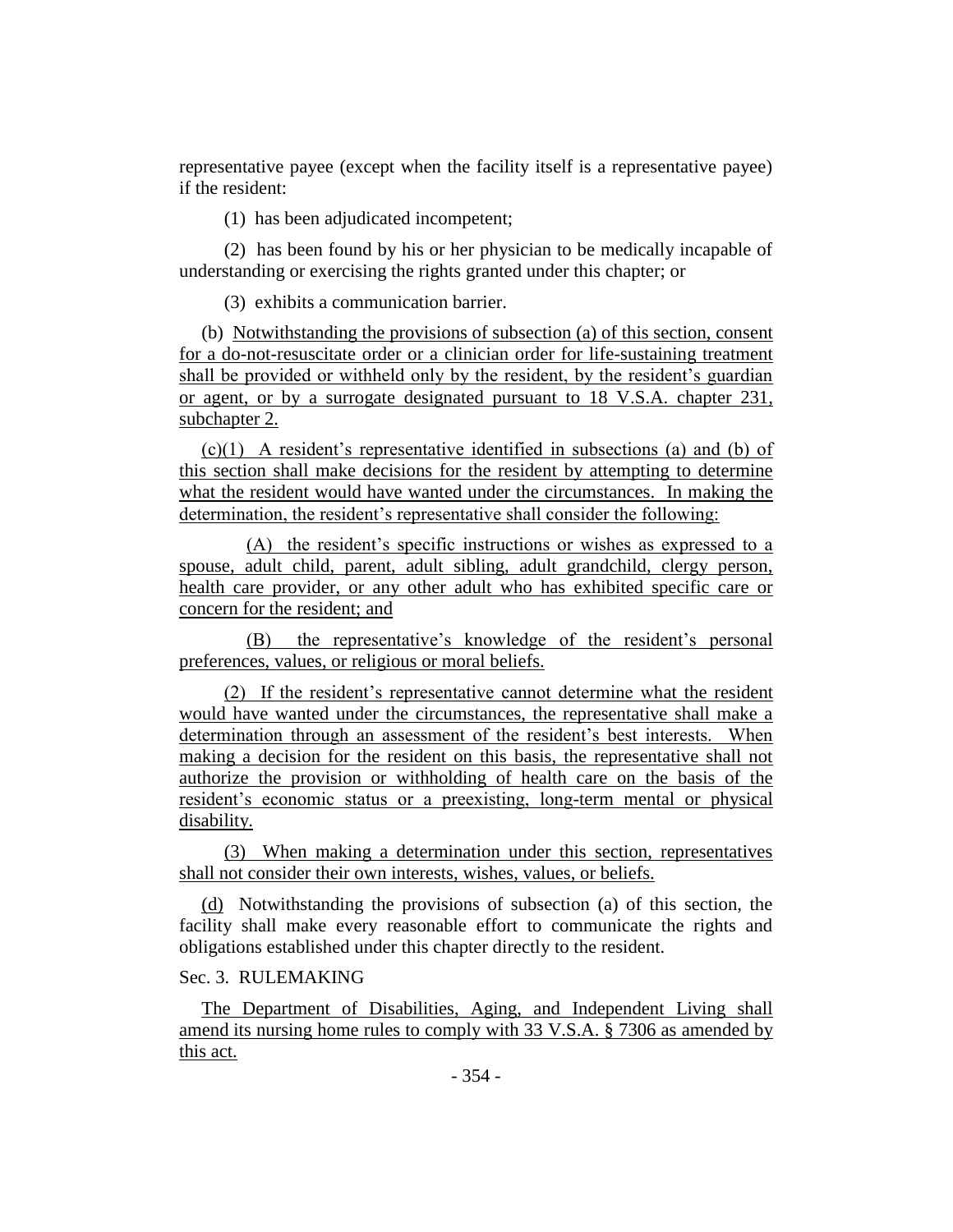representative payee (except when the facility itself is a representative payee) if the resident:

(1) has been adjudicated incompetent;

(2) has been found by his or her physician to be medically incapable of understanding or exercising the rights granted under this chapter; or

(3) exhibits a communication barrier.

(b) Notwithstanding the provisions of subsection (a) of this section, consent for a do-not-resuscitate order or a clinician order for life-sustaining treatment shall be provided or withheld only by the resident, by the resident's guardian or agent, or by a surrogate designated pursuant to 18 V.S.A. chapter 231, subchapter 2.

(c)(1) A resident's representative identified in subsections (a) and (b) of this section shall make decisions for the resident by attempting to determine what the resident would have wanted under the circumstances. In making the determination, the resident's representative shall consider the following:

(A) the resident's specific instructions or wishes as expressed to a spouse, adult child, parent, adult sibling, adult grandchild, clergy person, health care provider, or any other adult who has exhibited specific care or concern for the resident; and

(B) the representative's knowledge of the resident's personal preferences, values, or religious or moral beliefs.

(2) If the resident's representative cannot determine what the resident would have wanted under the circumstances, the representative shall make a determination through an assessment of the resident's best interests. When making a decision for the resident on this basis, the representative shall not authorize the provision or withholding of health care on the basis of the resident's economic status or a preexisting, long-term mental or physical disability.

(3) When making a determination under this section, representatives shall not consider their own interests, wishes, values, or beliefs.

(d) Notwithstanding the provisions of subsection (a) of this section, the facility shall make every reasonable effort to communicate the rights and obligations established under this chapter directly to the resident.

Sec. 3. RULEMAKING

The Department of Disabilities, Aging, and Independent Living shall amend its nursing home rules to comply with 33 V.S.A. § 7306 as amended by this act.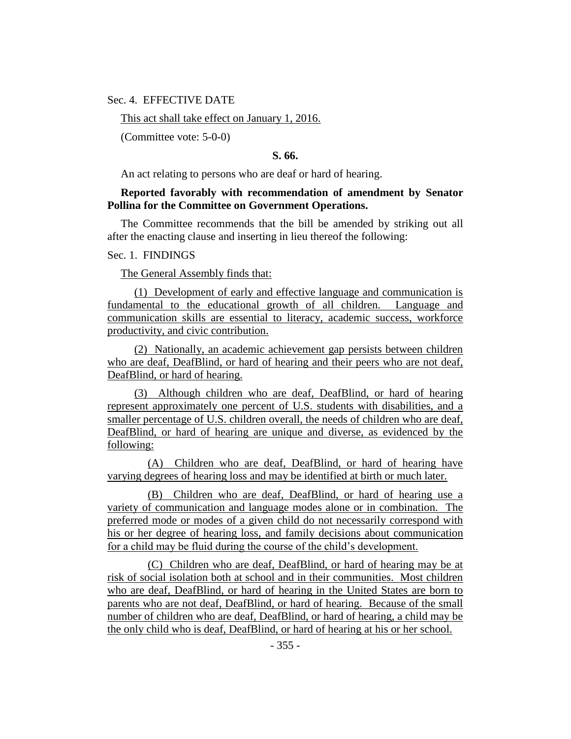Sec. 4. EFFECTIVE DATE

This act shall take effect on January 1, 2016.

(Committee vote: 5-0-0)

**S. 66.**

An act relating to persons who are deaf or hard of hearing.

**Reported favorably with recommendation of amendment by Senator Pollina for the Committee on Government Operations.**

The Committee recommends that the bill be amended by striking out all after the enacting clause and inserting in lieu thereof the following:

Sec. 1. FINDINGS

The General Assembly finds that:

(1) Development of early and effective language and communication is fundamental to the educational growth of all children. Language and communication skills are essential to literacy, academic success, workforce productivity, and civic contribution.

(2) Nationally, an academic achievement gap persists between children who are deaf, DeafBlind, or hard of hearing and their peers who are not deaf, DeafBlind, or hard of hearing.

(3) Although children who are deaf, DeafBlind, or hard of hearing represent approximately one percent of U.S. students with disabilities, and a smaller percentage of U.S. children overall, the needs of children who are deaf, DeafBlind, or hard of hearing are unique and diverse, as evidenced by the following:

(A) Children who are deaf, DeafBlind, or hard of hearing have varying degrees of hearing loss and may be identified at birth or much later.

(B) Children who are deaf, DeafBlind, or hard of hearing use a variety of communication and language modes alone or in combination. The preferred mode or modes of a given child do not necessarily correspond with his or her degree of hearing loss, and family decisions about communication for a child may be fluid during the course of the child's development.

(C) Children who are deaf, DeafBlind, or hard of hearing may be at risk of social isolation both at school and in their communities. Most children who are deaf, DeafBlind, or hard of hearing in the United States are born to parents who are not deaf, DeafBlind, or hard of hearing. Because of the small number of children who are deaf, DeafBlind, or hard of hearing, a child may be the only child who is deaf, DeafBlind, or hard of hearing at his or her school.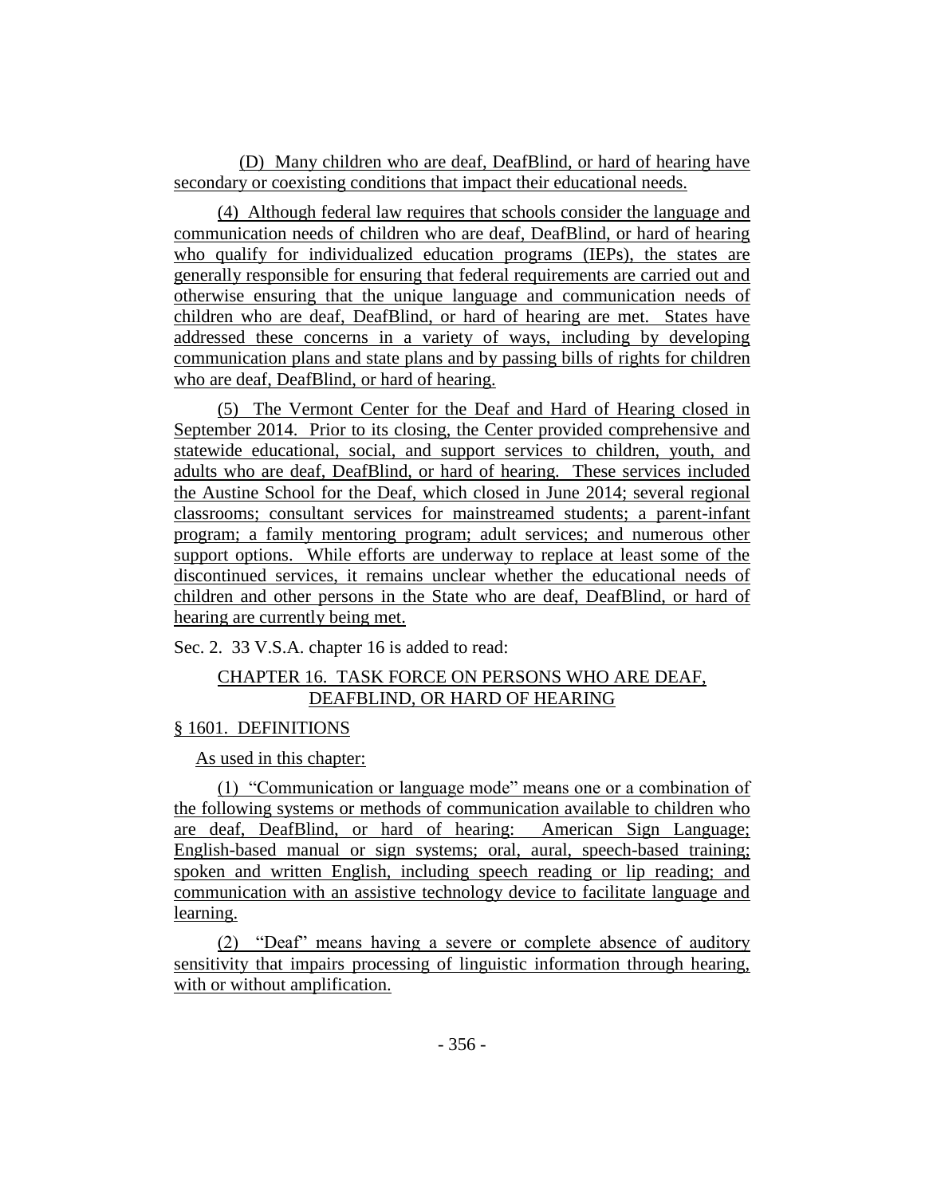(D) Many children who are deaf, DeafBlind, or hard of hearing have secondary or coexisting conditions that impact their educational needs.

(4) Although federal law requires that schools consider the language and communication needs of children who are deaf, DeafBlind, or hard of hearing who qualify for individualized education programs (IEPs), the states are generally responsible for ensuring that federal requirements are carried out and otherwise ensuring that the unique language and communication needs of children who are deaf, DeafBlind, or hard of hearing are met. States have addressed these concerns in a variety of ways, including by developing communication plans and state plans and by passing bills of rights for children who are deaf, DeafBlind, or hard of hearing.

(5) The Vermont Center for the Deaf and Hard of Hearing closed in September 2014. Prior to its closing, the Center provided comprehensive and statewide educational, social, and support services to children, youth, and adults who are deaf, DeafBlind, or hard of hearing. These services included the Austine School for the Deaf, which closed in June 2014; several regional classrooms; consultant services for mainstreamed students; a parent-infant program; a family mentoring program; adult services; and numerous other support options. While efforts are underway to replace at least some of the discontinued services, it remains unclear whether the educational needs of children and other persons in the State who are deaf, DeafBlind, or hard of hearing are currently being met.

Sec. 2. 33 V.S.A. chapter 16 is added to read:

## CHAPTER 16. TASK FORCE ON PERSONS WHO ARE DEAF, DEAFBLIND, OR HARD OF HEARING

### § 1601. DEFINITIONS

As used in this chapter:

(1) "Communication or language mode" means one or a combination of the following systems or methods of communication available to children who are deaf, DeafBlind, or hard of hearing: American Sign Language; English-based manual or sign systems; oral, aural, speech-based training; spoken and written English, including speech reading or lip reading; and communication with an assistive technology device to facilitate language and learning.

(2) "Deaf" means having a severe or complete absence of auditory sensitivity that impairs processing of linguistic information through hearing, with or without amplification.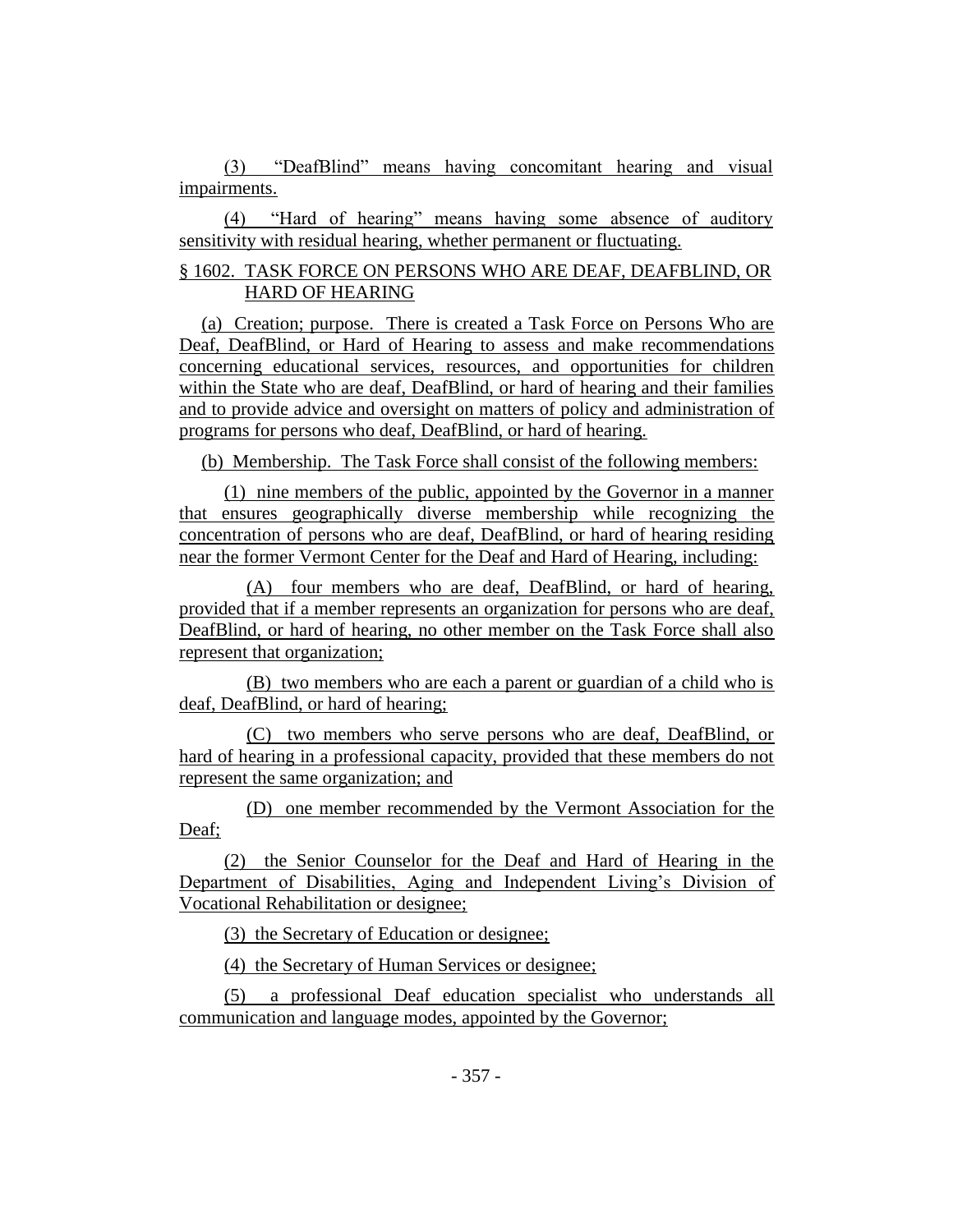(3) “DeafBlind” means having concomitant hearing and visual impairments.

(4) “Hard of hearing” means having some absence of auditory sensitivity with residual hearing, whether permanent or fluctuating.

§ 1602. TASK FORCE ON PERSONS WHO ARE DEAF, DEAFBLIND, OR HARD OF HEARING

(a) Creation; purpose. There is created a Task Force on Persons Who are Deaf, DeafBlind, or Hard of Hearing to assess and make recommendations concerning educational services, resources, and opportunities for children within the State who are deaf, DeafBlind, or hard of hearing and their families and to provide advice and oversight on matters of policy and administration of programs for persons who deaf, DeafBlind, or hard of hearing.

(b) Membership. The Task Force shall consist of the following members:

(1) nine members of the public, appointed by the Governor in a manner that ensures geographically diverse membership while recognizing the concentration of persons who are deaf, DeafBlind, or hard of hearing residing near the former Vermont Center for the Deaf and Hard of Hearing, including:

(A) four members who are deaf, DeafBlind, or hard of hearing, provided that if a member represents an organization for persons who are deaf, DeafBlind, or hard of hearing, no other member on the Task Force shall also represent that organization;

(B) two members who are each a parent or guardian of a child who is deaf, DeafBlind, or hard of hearing;

(C) two members who serve persons who are deaf, DeafBlind, or hard of hearing in a professional capacity, provided that these members do not represent the same organization; and

(D) one member recommended by the Vermont Association for the Deaf;

(2) the Senior Counselor for the Deaf and Hard of Hearing in the Department of Disabilities, Aging and Independent Living’s Division of Vocational Rehabilitation or designee;

(3) the Secretary of Education or designee;

(4) the Secretary of Human Services or designee;

(5) a professional Deaf education specialist who understands all communication and language modes, appointed by the Governor;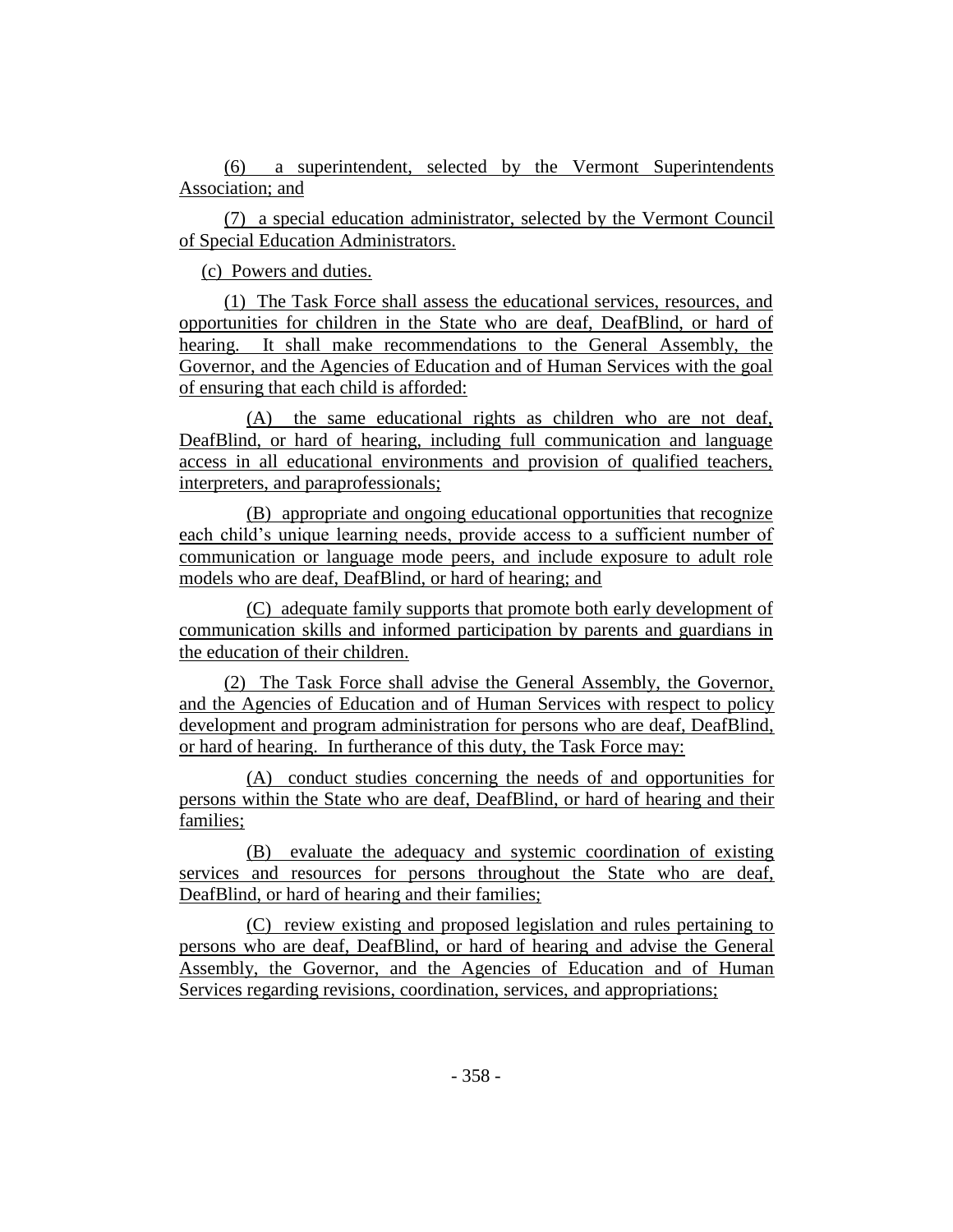(6) a superintendent, selected by the Vermont Superintendents Association; and

(7) a special education administrator, selected by the Vermont Council of Special Education Administrators.

(c) Powers and duties.

(1) The Task Force shall assess the educational services, resources, and opportunities for children in the State who are deaf, DeafBlind, or hard of hearing. It shall make recommendations to the General Assembly, the Governor, and the Agencies of Education and of Human Services with the goal of ensuring that each child is afforded:

(A) the same educational rights as children who are not deaf, DeafBlind, or hard of hearing, including full communication and language access in all educational environments and provision of qualified teachers, interpreters, and paraprofessionals;

(B) appropriate and ongoing educational opportunities that recognize each child's unique learning needs, provide access to a sufficient number of communication or language mode peers, and include exposure to adult role models who are deaf, DeafBlind, or hard of hearing; and

(C) adequate family supports that promote both early development of communication skills and informed participation by parents and guardians in the education of their children.

(2) The Task Force shall advise the General Assembly, the Governor, and the Agencies of Education and of Human Services with respect to policy development and program administration for persons who are deaf, DeafBlind, or hard of hearing. In furtherance of this duty, the Task Force may:

(A) conduct studies concerning the needs of and opportunities for persons within the State who are deaf, DeafBlind, or hard of hearing and their families;

(B) evaluate the adequacy and systemic coordination of existing services and resources for persons throughout the State who are deaf, DeafBlind, or hard of hearing and their families;

(C) review existing and proposed legislation and rules pertaining to persons who are deaf, DeafBlind, or hard of hearing and advise the General Assembly, the Governor, and the Agencies of Education and of Human Services regarding revisions, coordination, services, and appropriations;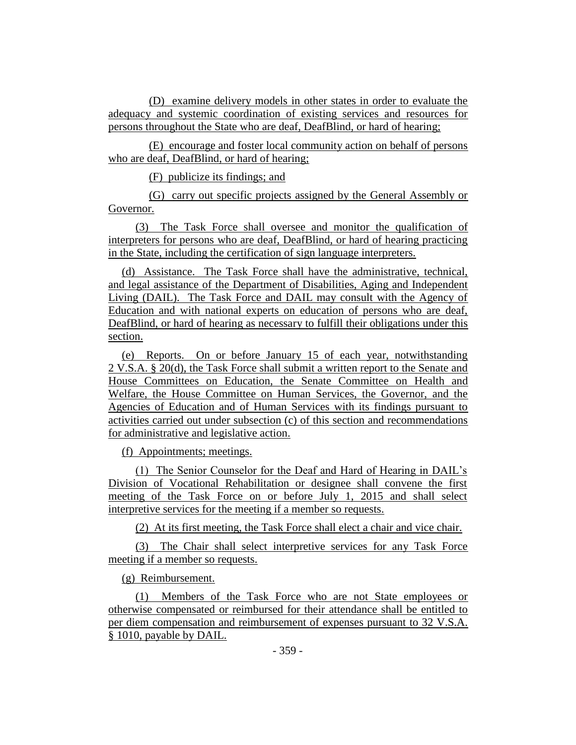(D) examine delivery models in other states in order to evaluate the adequacy and systemic coordination of existing services and resources for persons throughout the State who are deaf, DeafBlind, or hard of hearing;

(E) encourage and foster local community action on behalf of persons who are deaf, DeafBlind, or hard of hearing;

(F) publicize its findings; and

(G) carry out specific projects assigned by the General Assembly or Governor.

(3) The Task Force shall oversee and monitor the qualification of interpreters for persons who are deaf, DeafBlind, or hard of hearing practicing in the State, including the certification of sign language interpreters.

(d) Assistance. The Task Force shall have the administrative, technical, and legal assistance of the Department of Disabilities, Aging and Independent Living (DAIL). The Task Force and DAIL may consult with the Agency of Education and with national experts on education of persons who are deaf, DeafBlind, or hard of hearing as necessary to fulfill their obligations under this section.

(e) Reports. On or before January 15 of each year, notwithstanding 2 V.S.A. § 20(d), the Task Force shall submit a written report to the Senate and House Committees on Education, the Senate Committee on Health and Welfare, the House Committee on Human Services, the Governor, and the Agencies of Education and of Human Services with its findings pursuant to activities carried out under subsection (c) of this section and recommendations for administrative and legislative action.

(f) Appointments; meetings.

(1) The Senior Counselor for the Deaf and Hard of Hearing in DAIL's Division of Vocational Rehabilitation or designee shall convene the first meeting of the Task Force on or before July 1, 2015 and shall select interpretive services for the meeting if a member so requests.

(2) At its first meeting, the Task Force shall elect a chair and vice chair.

(3) The Chair shall select interpretive services for any Task Force meeting if a member so requests.

(g) Reimbursement.

(1) Members of the Task Force who are not State employees or otherwise compensated or reimbursed for their attendance shall be entitled to per diem compensation and reimbursement of expenses pursuant to 32 V.S.A. § 1010, payable by DAIL.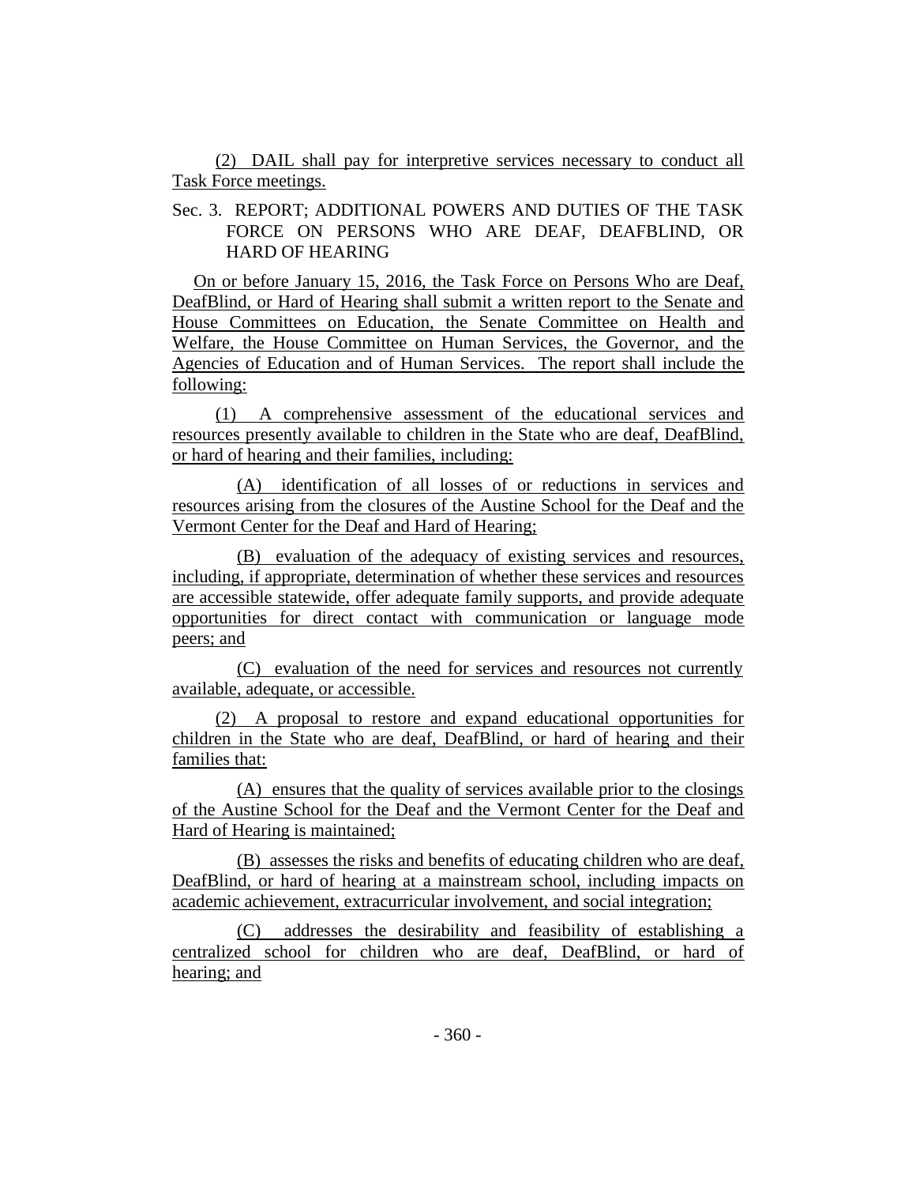(2) DAIL shall pay for interpretive services necessary to conduct all Task Force meetings.

Sec. 3. REPORT; ADDITIONAL POWERS AND DUTIES OF THE TASK FORCE ON PERSONS WHO ARE DEAF, DEAFBLIND, OR HARD OF HEARING

On or before January 15, 2016, the Task Force on Persons Who are Deaf, DeafBlind, or Hard of Hearing shall submit a written report to the Senate and House Committees on Education, the Senate Committee on Health and Welfare, the House Committee on Human Services, the Governor, and the Agencies of Education and of Human Services. The report shall include the following:

(1) A comprehensive assessment of the educational services and resources presently available to children in the State who are deaf, DeafBlind, or hard of hearing and their families, including:

(A) identification of all losses of or reductions in services and resources arising from the closures of the Austine School for the Deaf and the Vermont Center for the Deaf and Hard of Hearing;

(B) evaluation of the adequacy of existing services and resources, including, if appropriate, determination of whether these services and resources are accessible statewide, offer adequate family supports, and provide adequate opportunities for direct contact with communication or language mode peers; and

(C) evaluation of the need for services and resources not currently available, adequate, or accessible.

(2) A proposal to restore and expand educational opportunities for children in the State who are deaf, DeafBlind, or hard of hearing and their families that:

(A) ensures that the quality of services available prior to the closings of the Austine School for the Deaf and the Vermont Center for the Deaf and Hard of Hearing is maintained;

(B) assesses the risks and benefits of educating children who are deaf, DeafBlind, or hard of hearing at a mainstream school, including impacts on academic achievement, extracurricular involvement, and social integration;

(C) addresses the desirability and feasibility of establishing a centralized school for children who are deaf, DeafBlind, or hard of hearing; and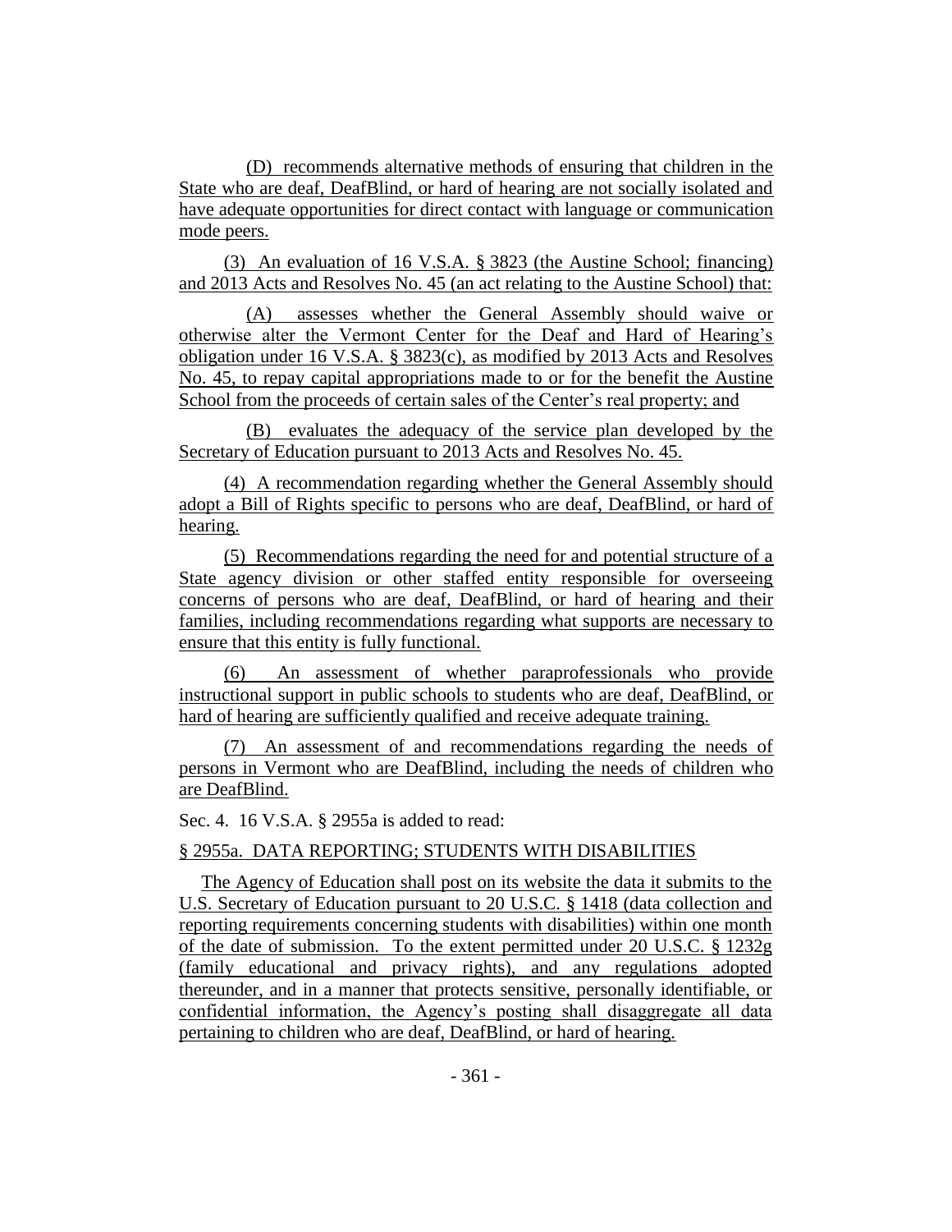(D) recommends alternative methods of ensuring that children in the State who are deaf, DeafBlind, or hard of hearing are not socially isolated and have adequate opportunities for direct contact with language or communication mode peers.

(3) An evaluation of 16 V.S.A. § 3823 (the Austine School; financing) and 2013 Acts and Resolves No. 45 (an act relating to the Austine School) that:

(A) assesses whether the General Assembly should waive or otherwise alter the Vermont Center for the Deaf and Hard of Hearing's obligation under 16 V.S.A. § 3823(c), as modified by 2013 Acts and Resolves No. 45, to repay capital appropriations made to or for the benefit the Austine School from the proceeds of certain sales of the Center's real property; and

(B) evaluates the adequacy of the service plan developed by the Secretary of Education pursuant to 2013 Acts and Resolves No. 45.

(4) A recommendation regarding whether the General Assembly should adopt a Bill of Rights specific to persons who are deaf, DeafBlind, or hard of hearing.

(5) Recommendations regarding the need for and potential structure of a State agency division or other staffed entity responsible for overseeing concerns of persons who are deaf, DeafBlind, or hard of hearing and their families, including recommendations regarding what supports are necessary to ensure that this entity is fully functional.

(6) An assessment of whether paraprofessionals who provide instructional support in public schools to students who are deaf, DeafBlind, or hard of hearing are sufficiently qualified and receive adequate training.

(7) An assessment of and recommendations regarding the needs of persons in Vermont who are DeafBlind, including the needs of children who are DeafBlind.

Sec. 4. 16 V.S.A. § 2955a is added to read:

§ 2955a. DATA REPORTING; STUDENTS WITH DISABILITIES

The Agency of Education shall post on its website the data it submits to the U.S. Secretary of Education pursuant to 20 U.S.C. § 1418 (data collection and reporting requirements concerning students with disabilities) within one month of the date of submission. To the extent permitted under 20 U.S.C. § 1232g (family educational and privacy rights), and any regulations adopted thereunder, and in a manner that protects sensitive, personally identifiable, or confidential information, the Agency's posting shall disaggregate all data pertaining to children who are deaf, DeafBlind, or hard of hearing.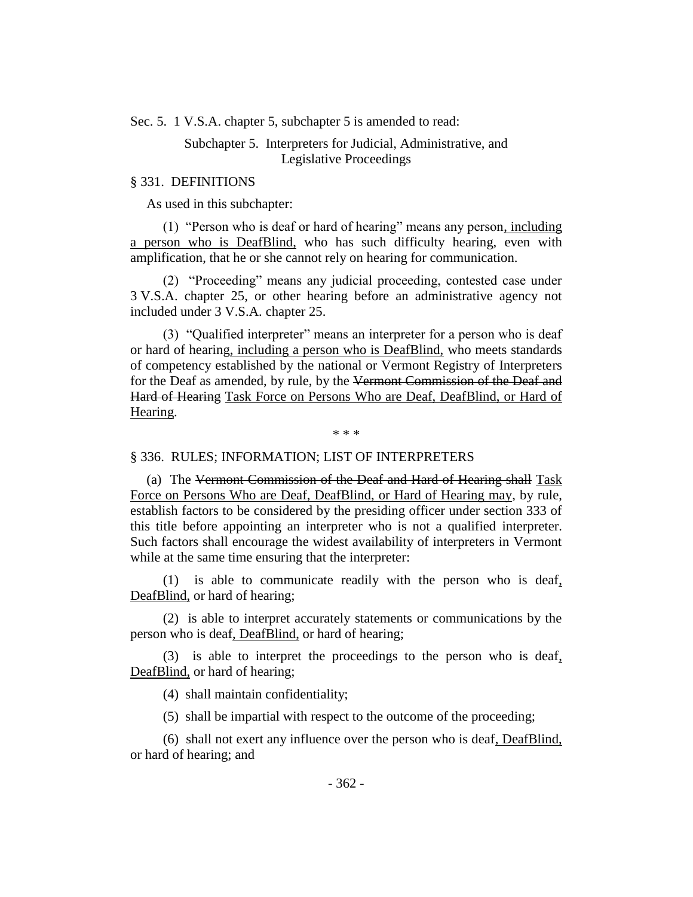Sec. 5. 1 V.S.A. chapter 5, subchapter 5 is amended to read:

Subchapter 5. Interpreters for Judicial, Administrative, and Legislative Proceedings

§ 331. DEFINITIONS

As used in this subchapter:

(1) "Person who is deaf or hard of hearing" means any person, including a person who is DeafBlind, who has such difficulty hearing, even with amplification, that he or she cannot rely on hearing for communication.

(2) "Proceeding" means any judicial proceeding, contested case under 3 V.S.A. chapter 25, or other hearing before an administrative agency not included under 3 V.S.A. chapter 25.

(3) "Qualified interpreter" means an interpreter for a person who is deaf or hard of hearing, including a person who is DeafBlind, who meets standards of competency established by the national or Vermont Registry of Interpreters for the Deaf as amended, by rule, by the ~~Vermont Commission of the Deaf and Hard of Hearing~~ Task Force on Persons Who are Deaf, DeafBlind, or Hard of Hearing.

\* \* \*

§ 336. RULES; INFORMATION; LIST OF INTERPRETERS

(a) The ~~Vermont Commission of the Deaf and Hard of Hearing shall~~ Task Force on Persons Who are Deaf, DeafBlind, or Hard of Hearing may, by rule, establish factors to be considered by the presiding officer under section 333 of this title before appointing an interpreter who is not a qualified interpreter. Such factors shall encourage the widest availability of interpreters in Vermont while at the same time ensuring that the interpreter:

(1) is able to communicate readily with the person who is deaf, DeafBlind, or hard of hearing;

(2) is able to interpret accurately statements or communications by the person who is deaf, DeafBlind, or hard of hearing;

(3) is able to interpret the proceedings to the person who is deaf, DeafBlind, or hard of hearing;

(4) shall maintain confidentiality;

(5) shall be impartial with respect to the outcome of the proceeding;

(6) shall not exert any influence over the person who is deaf, DeafBlind, or hard of hearing; and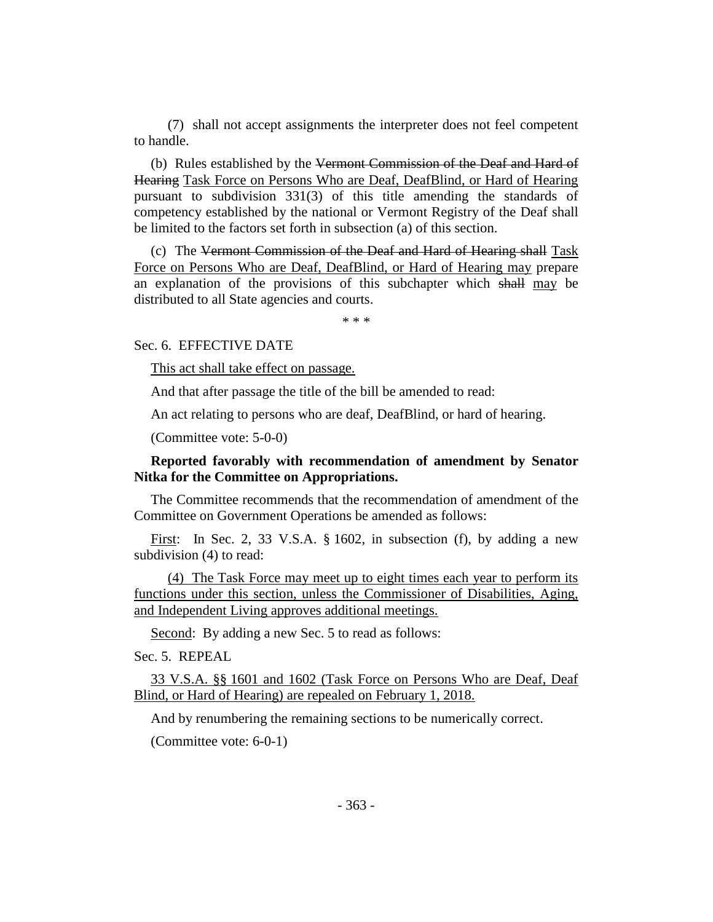(7) shall not accept assignments the interpreter does not feel competent to handle.

(b) Rules established by the ~~Vermont Commission of the Deaf and Hard of Hearing~~ <u>Task Force on Persons Who are Deaf, DeafBlind, or Hard of Hearing</u> pursuant to subdivision 331(3) of this title amending the standards of competency established by the national or Vermont Registry of the Deaf shall be limited to the factors set forth in subsection (a) of this section.

(c) The ~~Vermont Commission of the Deaf and Hard of Hearing shall~~ <u>Task Force on Persons Who are Deaf, DeafBlind, or Hard of Hearing may</u> prepare an explanation of the provisions of this subchapter which ~~shall~~ <u>may</u> be distributed to all State agencies and courts.

\* \* \*

Sec. 6. EFFECTIVE DATE

<u>This act shall take effect on passage.</u>

And that after passage the title of the bill be amended to read:

An act relating to persons who are deaf, DeafBlind, or hard of hearing.

(Committee vote: 5-0-0)

**Reported favorably with recommendation of amendment by Senator Nitka for the Committee on Appropriations.**

The Committee recommends that the recommendation of amendment of the Committee on Government Operations be amended as follows:

<u>First</u>: In Sec. 2, 33 V.S.A. § 1602, in subsection (f), by adding a new subdivision (4) to read:

<u>(4) The Task Force may meet up to eight times each year to perform its functions under this section, unless the Commissioner of Disabilities, Aging, and Independent Living approves additional meetings.</u>

<u>Second</u>: By adding a new Sec. 5 to read as follows:

Sec. 5. REPEAL

<u>33 V.S.A. §§ 1601 and 1602 (Task Force on Persons Who are Deaf, Deaf Blind, or Hard of Hearing) are repealed on February 1, 2018.</u>

And by renumbering the remaining sections to be numerically correct.

(Committee vote: 6-0-1)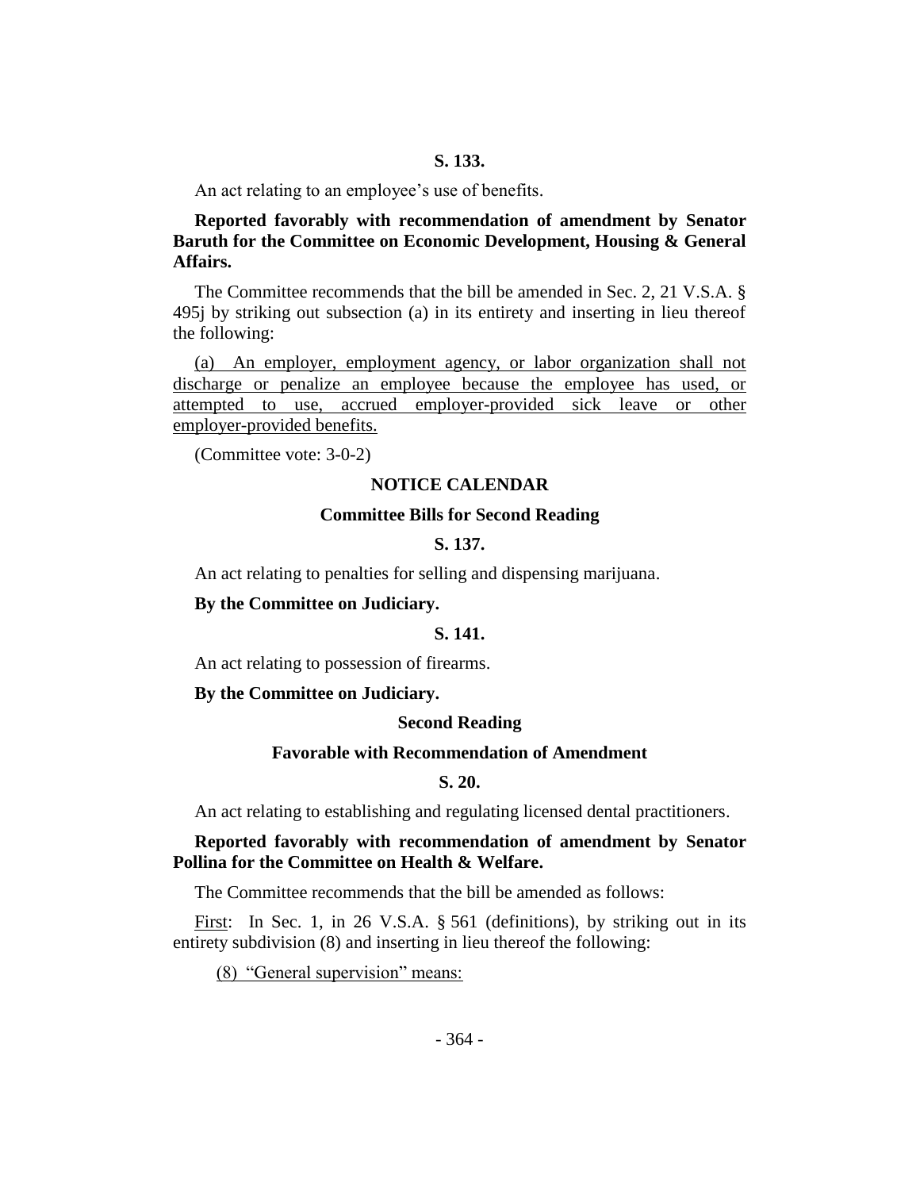**S. 133.**

An act relating to an employee's use of benefits.

**Reported favorably with recommendation of amendment by Senator Baruth for the Committee on Economic Development, Housing & General Affairs.**

The Committee recommends that the bill be amended in Sec. 2, 21 V.S.A. § 495j by striking out subsection (a) in its entirety and inserting in lieu thereof the following:

(a) An employer, employment agency, or labor organization shall not discharge or penalize an employee because the employee has used, or attempted to use, accrued employer-provided sick leave or other employer-provided benefits.

(Committee vote: 3-0-2)

## NOTICE CALENDAR

### Committee Bills for Second Reading

**S. 137.**

An act relating to penalties for selling and dispensing marijuana.

**By the Committee on Judiciary.**

**S. 141.**

An act relating to possession of firearms.

**By the Committee on Judiciary.**

### Second Reading

### Favorable with Recommendation of Amendment

**S. 20.**

An act relating to establishing and regulating licensed dental practitioners.

**Reported favorably with recommendation of amendment by Senator Pollina for the Committee on Health & Welfare.**

The Committee recommends that the bill be amended as follows:

First: In Sec. 1, in 26 V.S.A. § 561 (definitions), by striking out in its entirety subdivision (8) and inserting in lieu thereof the following:

(8) "General supervision" means: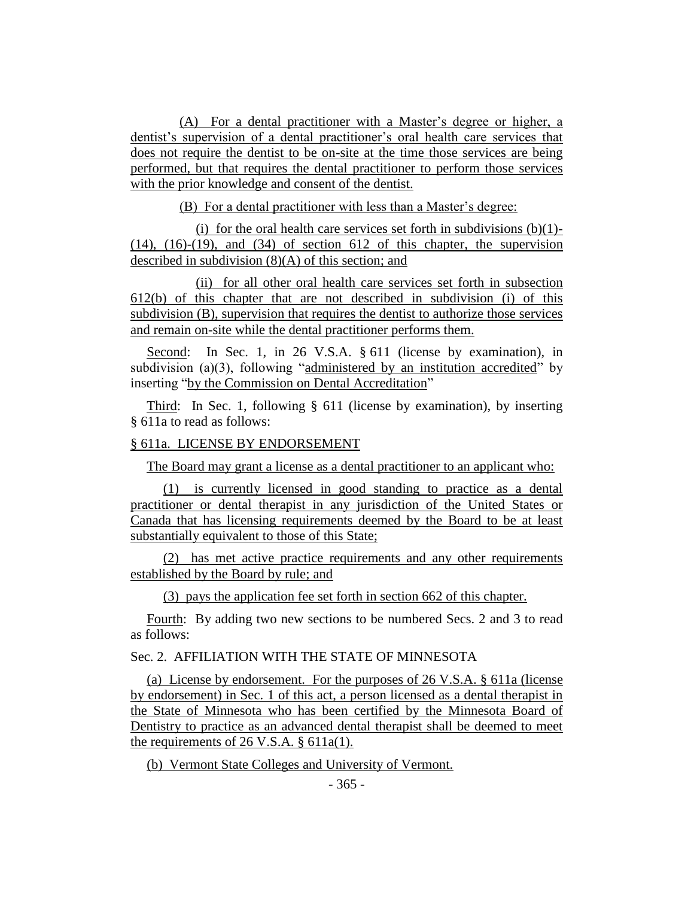(A) For a dental practitioner with a Master's degree or higher, a dentist's supervision of a dental practitioner's oral health care services that does not require the dentist to be on-site at the time those services are being performed, but that requires the dental practitioner to perform those services with the prior knowledge and consent of the dentist.

(B) For a dental practitioner with less than a Master's degree:

(i) for the oral health care services set forth in subdivisions (b)(1)-(14), (16)-(19), and (34) of section 612 of this chapter, the supervision described in subdivision (8)(A) of this section; and

(ii) for all other oral health care services set forth in subsection 612(b) of this chapter that are not described in subdivision (i) of this subdivision (B), supervision that requires the dentist to authorize those services and remain on-site while the dental practitioner performs them.

Second: In Sec. 1, in 26 V.S.A. § 611 (license by examination), in subdivision (a)(3), following "administered by an institution accredited" by inserting "by the Commission on Dental Accreditation"

Third: In Sec. 1, following § 611 (license by examination), by inserting § 611a to read as follows:

§ 611a. LICENSE BY ENDORSEMENT

The Board may grant a license as a dental practitioner to an applicant who:

(1) is currently licensed in good standing to practice as a dental practitioner or dental therapist in any jurisdiction of the United States or Canada that has licensing requirements deemed by the Board to be at least substantially equivalent to those of this State;

(2) has met active practice requirements and any other requirements established by the Board by rule; and

(3) pays the application fee set forth in section 662 of this chapter.

Fourth: By adding two new sections to be numbered Secs. 2 and 3 to read as follows:

Sec. 2. AFFILIATION WITH THE STATE OF MINNESOTA

(a) License by endorsement. For the purposes of 26 V.S.A. § 611a (license by endorsement) in Sec. 1 of this act, a person licensed as a dental therapist in the State of Minnesota who has been certified by the Minnesota Board of Dentistry to practice as an advanced dental therapist shall be deemed to meet the requirements of 26 V.S.A. § 611a(1).

(b) Vermont State Colleges and University of Vermont.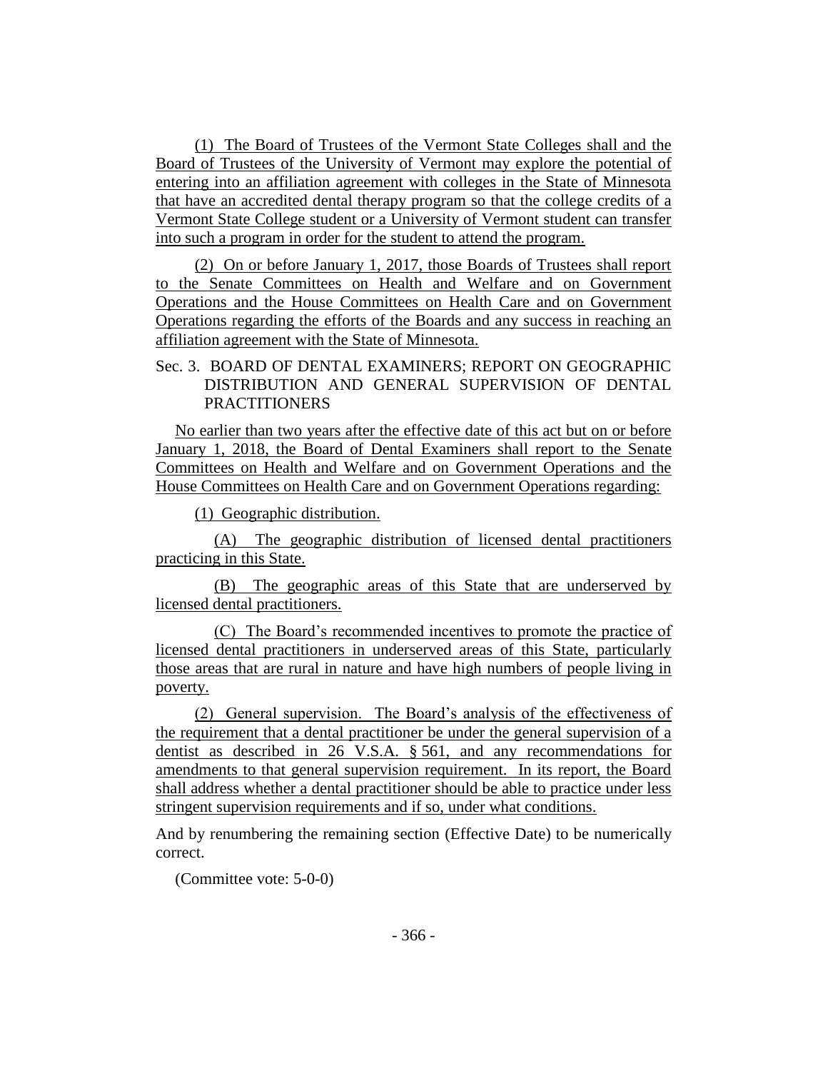(1) The Board of Trustees of the Vermont State Colleges shall and the Board of Trustees of the University of Vermont may explore the potential of entering into an affiliation agreement with colleges in the State of Minnesota that have an accredited dental therapy program so that the college credits of a Vermont State College student or a University of Vermont student can transfer into such a program in order for the student to attend the program.

(2) On or before January 1, 2017, those Boards of Trustees shall report to the Senate Committees on Health and Welfare and on Government Operations and the House Committees on Health Care and on Government Operations regarding the efforts of the Boards and any success in reaching an affiliation agreement with the State of Minnesota.

Sec. 3. BOARD OF DENTAL EXAMINERS; REPORT ON GEOGRAPHIC DISTRIBUTION AND GENERAL SUPERVISION OF DENTAL PRACTITIONERS

No earlier than two years after the effective date of this act but on or before January 1, 2018, the Board of Dental Examiners shall report to the Senate Committees on Health and Welfare and on Government Operations and the House Committees on Health Care and on Government Operations regarding:

(1) Geographic distribution.

(A) The geographic distribution of licensed dental practitioners practicing in this State.

(B) The geographic areas of this State that are underserved by licensed dental practitioners.

(C) The Board's recommended incentives to promote the practice of licensed dental practitioners in underserved areas of this State, particularly those areas that are rural in nature and have high numbers of people living in poverty.

(2) General supervision. The Board's analysis of the effectiveness of the requirement that a dental practitioner be under the general supervision of a dentist as described in 26 V.S.A. § 561, and any recommendations for amendments to that general supervision requirement. In its report, the Board shall address whether a dental practitioner should be able to practice under less stringent supervision requirements and if so, under what conditions.

And by renumbering the remaining section (Effective Date) to be numerically correct.

(Committee vote: 5-0-0)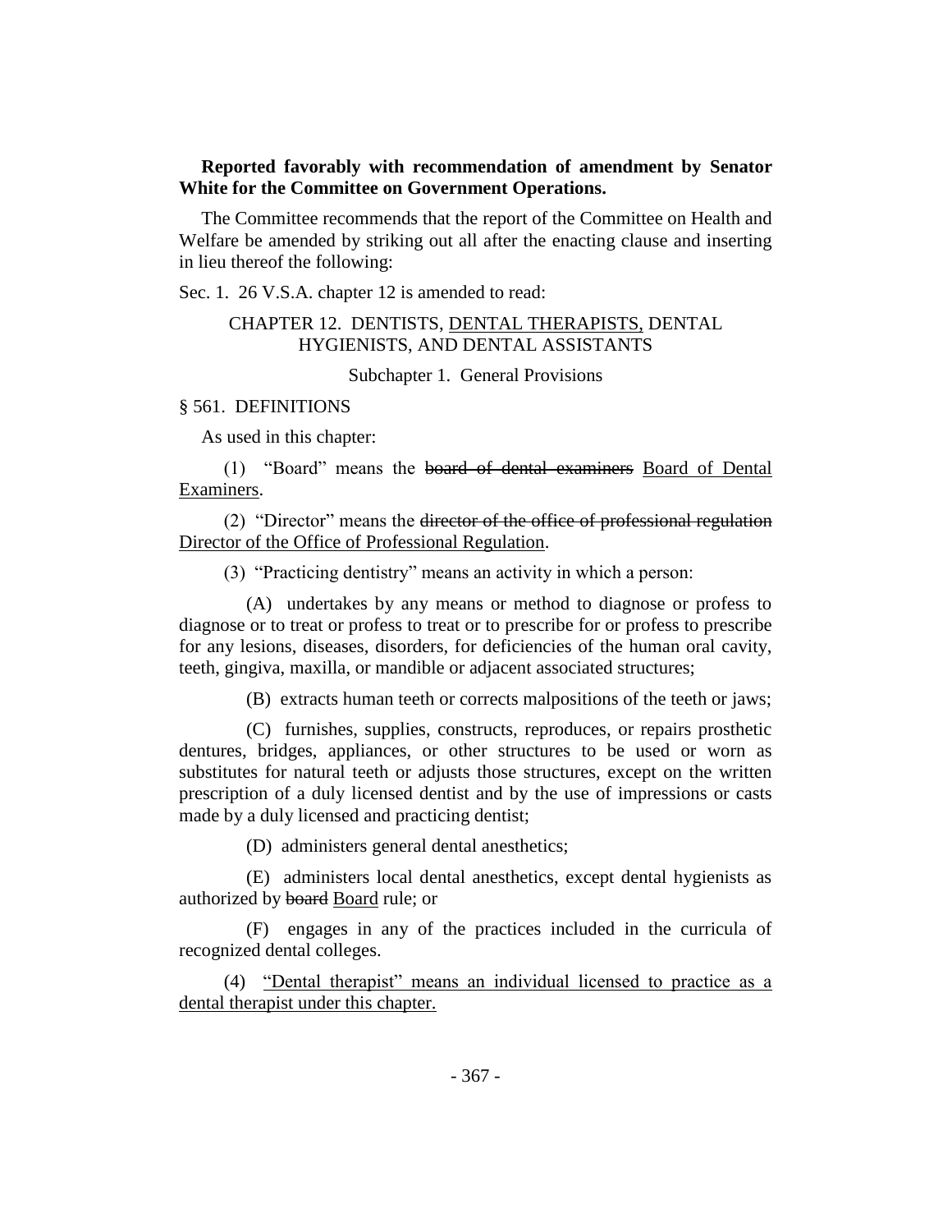**Reported favorably with recommendation of amendment by Senator White for the Committee on Government Operations.**

The Committee recommends that the report of the Committee on Health and Welfare be amended by striking out all after the enacting clause and inserting in lieu thereof the following:

Sec. 1. 26 V.S.A. chapter 12 is amended to read:

CHAPTER 12. DENTISTS, <u>DENTAL THERAPISTS,</u> DENTAL HYGIENISTS, AND DENTAL ASSISTANTS

Subchapter 1. General Provisions

§ 561. DEFINITIONS

As used in this chapter:

(1) "Board" means the ~~board of dental examiners~~ <u>Board of Dental Examiners</u>.

(2) "Director" means the ~~director of the office of professional regulation~~ <u>Director of the Office of Professional Regulation</u>.

(3) "Practicing dentistry" means an activity in which a person:

(A) undertakes by any means or method to diagnose or profess to diagnose or to treat or profess to treat or to prescribe for or profess to prescribe for any lesions, diseases, disorders, for deficiencies of the human oral cavity, teeth, gingiva, maxilla, or mandible or adjacent associated structures;

(B) extracts human teeth or corrects malpositions of the teeth or jaws;

(C) furnishes, supplies, constructs, reproduces, or repairs prosthetic dentures, bridges, appliances, or other structures to be used or worn as substitutes for natural teeth or adjusts those structures, except on the written prescription of a duly licensed dentist and by the use of impressions or casts made by a duly licensed and practicing dentist;

(D) administers general dental anesthetics;

(E) administers local dental anesthetics, except dental hygienists as authorized by ~~board~~ <u>Board</u> rule; or

(F) engages in any of the practices included in the curricula of recognized dental colleges.

(4) <u>"Dental therapist" means an individual licensed to practice as a dental therapist under this chapter.</u>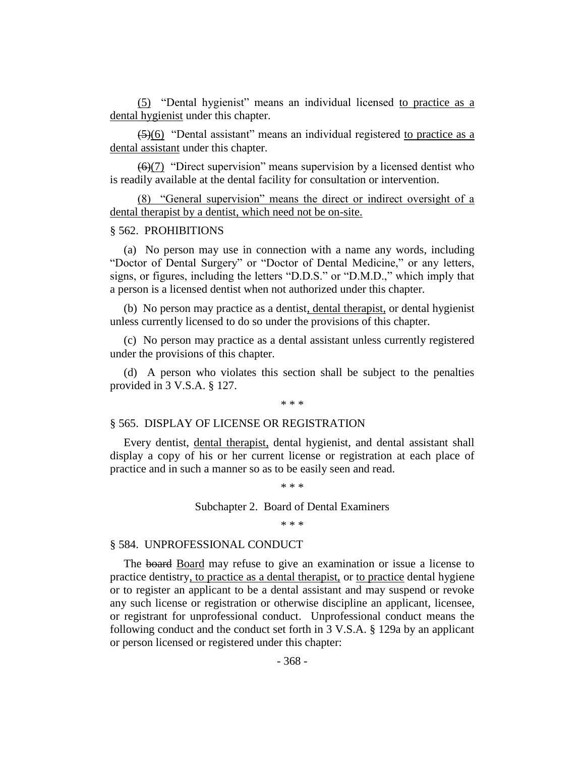(5) "Dental hygienist" means an individual licensed to practice as a dental hygienist under this chapter.

~~(5)~~(6) "Dental assistant" means an individual registered to practice as a dental assistant under this chapter.

~~(6)~~(7) "Direct supervision" means supervision by a licensed dentist who is readily available at the dental facility for consultation or intervention.

(8) "General supervision" means the direct or indirect oversight of a dental therapist by a dentist, which need not be on-site.

§ 562. PROHIBITIONS

(a) No person may use in connection with a name any words, including "Doctor of Dental Surgery" or "Doctor of Dental Medicine," or any letters, signs, or figures, including the letters "D.D.S." or "D.M.D.," which imply that a person is a licensed dentist when not authorized under this chapter.

(b) No person may practice as a dentist, dental therapist, or dental hygienist unless currently licensed to do so under the provisions of this chapter.

(c) No person may practice as a dental assistant unless currently registered under the provisions of this chapter.

(d) A person who violates this section shall be subject to the penalties provided in 3 V.S.A. § 127.

\* \* \*

§ 565. DISPLAY OF LICENSE OR REGISTRATION

Every dentist, dental therapist, dental hygienist, and dental assistant shall display a copy of his or her current license or registration at each place of practice and in such a manner so as to be easily seen and read.

\* \* \*

Subchapter 2. Board of Dental Examiners

\* \* \*

§ 584. UNPROFESSIONAL CONDUCT

The ~~board~~ Board may refuse to give an examination or issue a license to practice dentistry, to practice as a dental therapist, or to practice dental hygiene or to register an applicant to be a dental assistant and may suspend or revoke any such license or registration or otherwise discipline an applicant, licensee, or registrant for unprofessional conduct. Unprofessional conduct means the following conduct and the conduct set forth in 3 V.S.A. § 129a by an applicant or person licensed or registered under this chapter: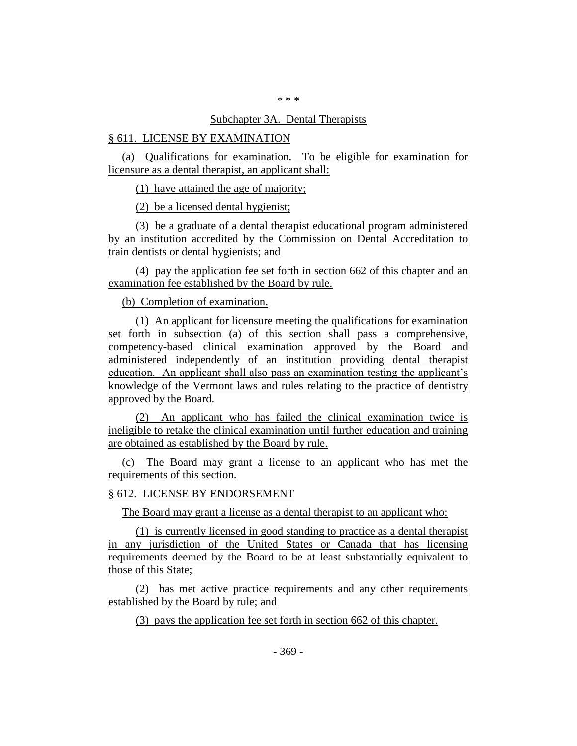\* \* \*

Subchapter 3A. Dental Therapists

§ 611. LICENSE BY EXAMINATION

(a) Qualifications for examination. To be eligible for examination for licensure as a dental therapist, an applicant shall:

(1) have attained the age of majority;

(2) be a licensed dental hygienist;

(3) be a graduate of a dental therapist educational program administered by an institution accredited by the Commission on Dental Accreditation to train dentists or dental hygienists; and

(4) pay the application fee set forth in section 662 of this chapter and an examination fee established by the Board by rule.

(b) Completion of examination.

(1) An applicant for licensure meeting the qualifications for examination set forth in subsection (a) of this section shall pass a comprehensive, competency-based clinical examination approved by the Board and administered independently of an institution providing dental therapist education. An applicant shall also pass an examination testing the applicant's knowledge of the Vermont laws and rules relating to the practice of dentistry approved by the Board.

(2) An applicant who has failed the clinical examination twice is ineligible to retake the clinical examination until further education and training are obtained as established by the Board by rule.

(c) The Board may grant a license to an applicant who has met the requirements of this section.

§ 612. LICENSE BY ENDORSEMENT

The Board may grant a license as a dental therapist to an applicant who:

(1) is currently licensed in good standing to practice as a dental therapist in any jurisdiction of the United States or Canada that has licensing requirements deemed by the Board to be at least substantially equivalent to those of this State;

(2) has met active practice requirements and any other requirements established by the Board by rule; and

(3) pays the application fee set forth in section 662 of this chapter.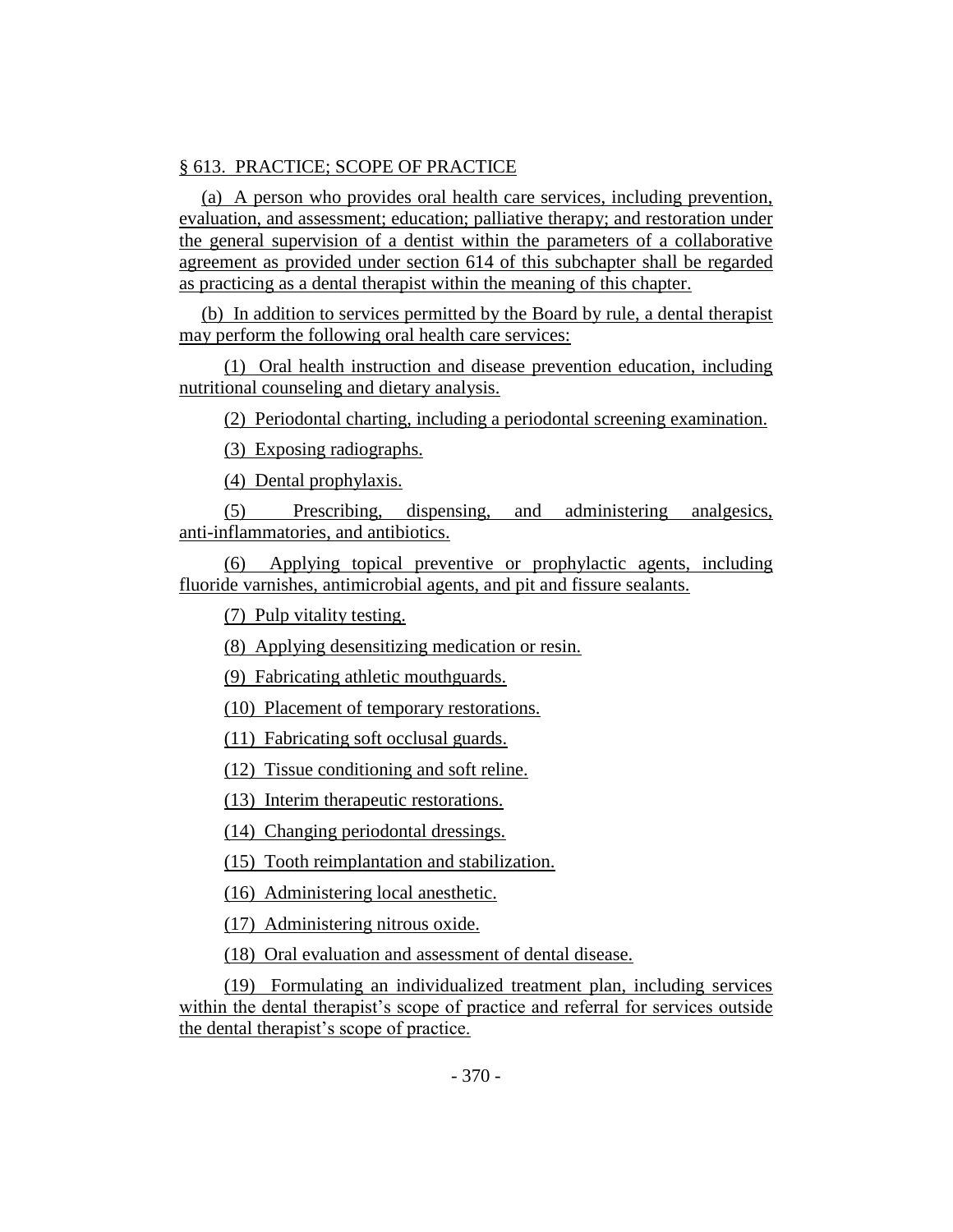§ 613. PRACTICE; SCOPE OF PRACTICE

(a) A person who provides oral health care services, including prevention, evaluation, and assessment; education; palliative therapy; and restoration under the general supervision of a dentist within the parameters of a collaborative agreement as provided under section 614 of this subchapter shall be regarded as practicing as a dental therapist within the meaning of this chapter.

(b) In addition to services permitted by the Board by rule, a dental therapist may perform the following oral health care services:

(1) Oral health instruction and disease prevention education, including nutritional counseling and dietary analysis.

(2) Periodontal charting, including a periodontal screening examination.

(3) Exposing radiographs.

(4) Dental prophylaxis.

(5) Prescribing, dispensing, and administering analgesics, anti-inflammatories, and antibiotics.

(6) Applying topical preventive or prophylactic agents, including fluoride varnishes, antimicrobial agents, and pit and fissure sealants.

(7) Pulp vitality testing.

(8) Applying desensitizing medication or resin.

(9) Fabricating athletic mouthguards.

(10) Placement of temporary restorations.

(11) Fabricating soft occlusal guards.

(12) Tissue conditioning and soft reline.

(13) Interim therapeutic restorations.

(14) Changing periodontal dressings.

(15) Tooth reimplantation and stabilization.

(16) Administering local anesthetic.

(17) Administering nitrous oxide.

(18) Oral evaluation and assessment of dental disease.

(19) Formulating an individualized treatment plan, including services within the dental therapist's scope of practice and referral for services outside the dental therapist's scope of practice.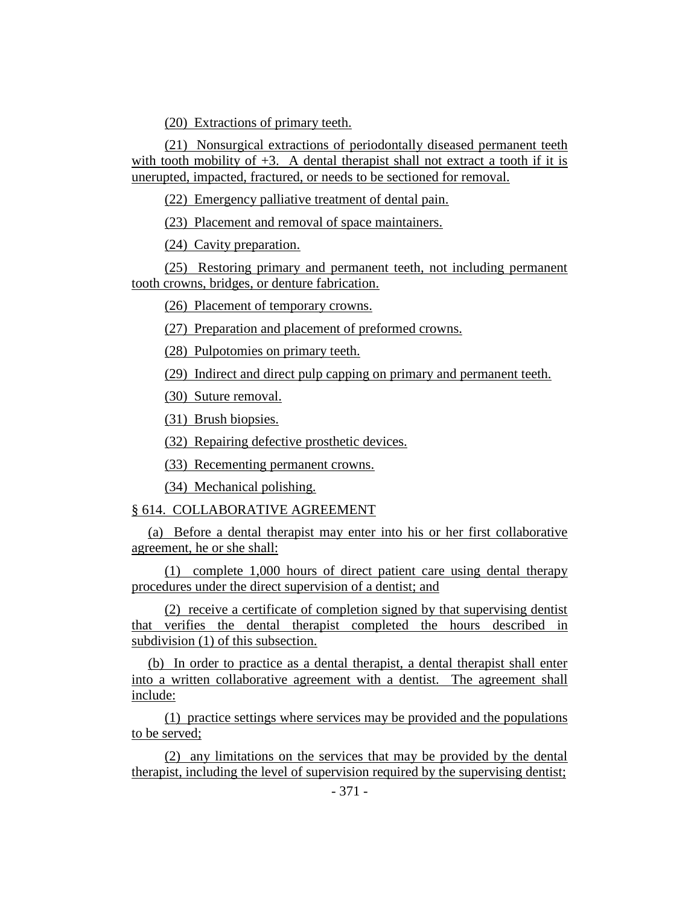(20) Extractions of primary teeth.

(21) Nonsurgical extractions of periodontally diseased permanent teeth with tooth mobility of +3. A dental therapist shall not extract a tooth if it is unerupted, impacted, fractured, or needs to be sectioned for removal.

(22) Emergency palliative treatment of dental pain.

(23) Placement and removal of space maintainers.

(24) Cavity preparation.

(25) Restoring primary and permanent teeth, not including permanent tooth crowns, bridges, or denture fabrication.

(26) Placement of temporary crowns.

(27) Preparation and placement of preformed crowns.

(28) Pulpotomies on primary teeth.

(29) Indirect and direct pulp capping on primary and permanent teeth.

(30) Suture removal.

(31) Brush biopsies.

(32) Repairing defective prosthetic devices.

(33) Recementing permanent crowns.

(34) Mechanical polishing.

§ 614. COLLABORATIVE AGREEMENT

(a) Before a dental therapist may enter into his or her first collaborative agreement, he or she shall:

(1) complete 1,000 hours of direct patient care using dental therapy procedures under the direct supervision of a dentist; and

(2) receive a certificate of completion signed by that supervising dentist that verifies the dental therapist completed the hours described in subdivision (1) of this subsection.

(b) In order to practice as a dental therapist, a dental therapist shall enter into a written collaborative agreement with a dentist. The agreement shall include:

(1) practice settings where services may be provided and the populations to be served;

(2) any limitations on the services that may be provided by the dental therapist, including the level of supervision required by the supervising dentist;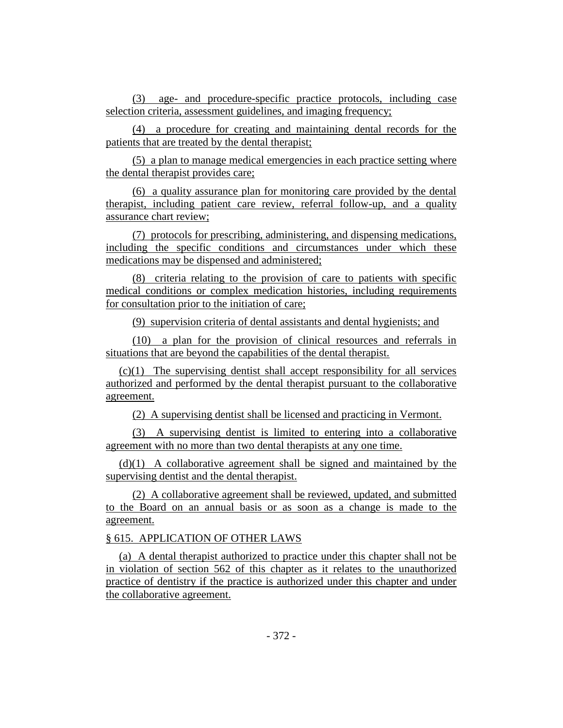(3) age- and procedure-specific practice protocols, including case selection criteria, assessment guidelines, and imaging frequency;

(4) a procedure for creating and maintaining dental records for the patients that are treated by the dental therapist;

(5) a plan to manage medical emergencies in each practice setting where the dental therapist provides care;

(6) a quality assurance plan for monitoring care provided by the dental therapist, including patient care review, referral follow-up, and a quality assurance chart review;

(7) protocols for prescribing, administering, and dispensing medications, including the specific conditions and circumstances under which these medications may be dispensed and administered;

(8) criteria relating to the provision of care to patients with specific medical conditions or complex medication histories, including requirements for consultation prior to the initiation of care;

(9) supervision criteria of dental assistants and dental hygienists; and

(10) a plan for the provision of clinical resources and referrals in situations that are beyond the capabilities of the dental therapist.

(c)(1) The supervising dentist shall accept responsibility for all services authorized and performed by the dental therapist pursuant to the collaborative agreement.

(2) A supervising dentist shall be licensed and practicing in Vermont.

(3) A supervising dentist is limited to entering into a collaborative agreement with no more than two dental therapists at any one time.

(d)(1) A collaborative agreement shall be signed and maintained by the supervising dentist and the dental therapist.

(2) A collaborative agreement shall be reviewed, updated, and submitted to the Board on an annual basis or as soon as a change is made to the agreement.

§ 615. APPLICATION OF OTHER LAWS

(a) A dental therapist authorized to practice under this chapter shall not be in violation of section 562 of this chapter as it relates to the unauthorized practice of dentistry if the practice is authorized under this chapter and under the collaborative agreement.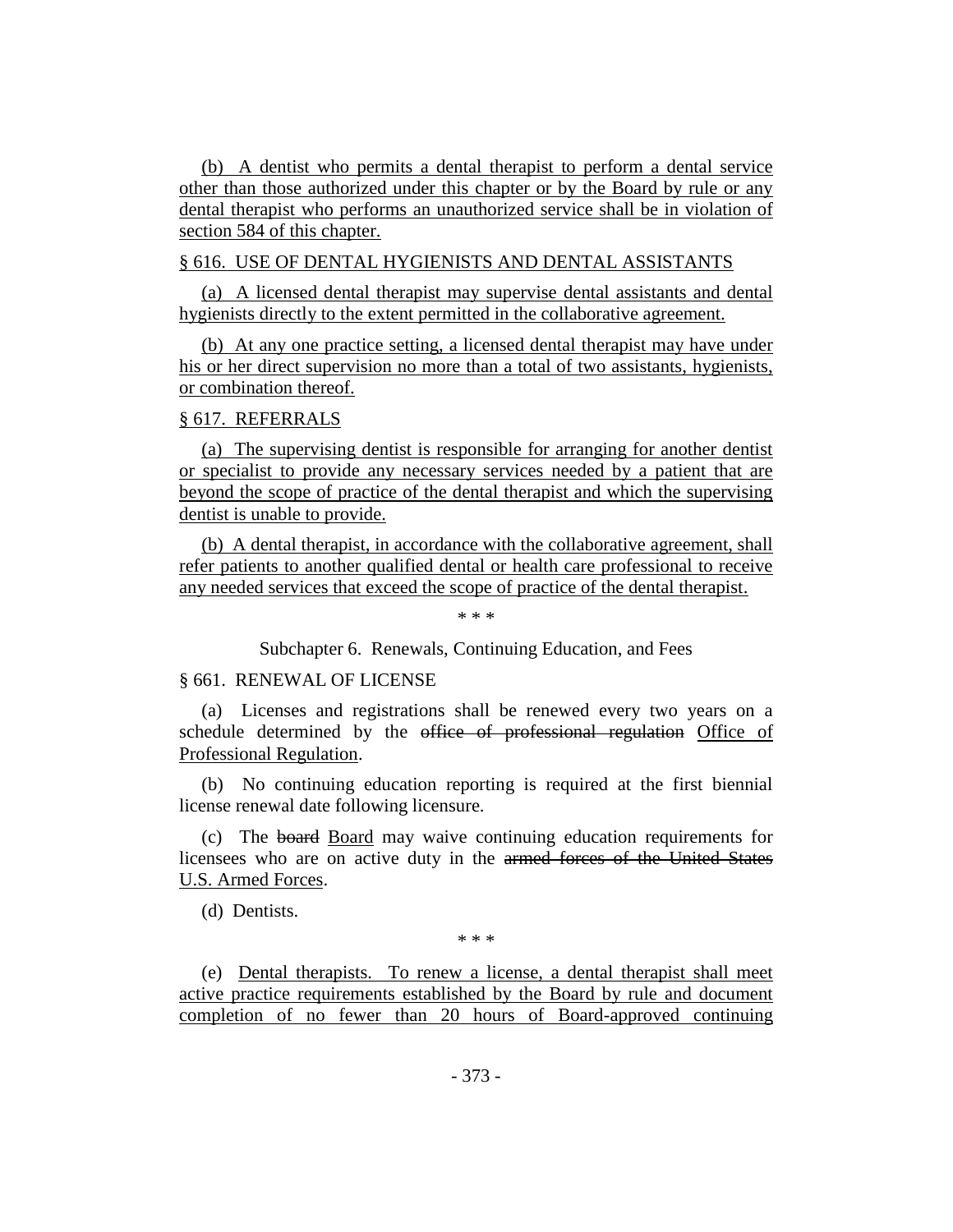(b) A dentist who permits a dental therapist to perform a dental service other than those authorized under this chapter or by the Board by rule or any dental therapist who performs an unauthorized service shall be in violation of section 584 of this chapter.

§ 616. USE OF DENTAL HYGIENISTS AND DENTAL ASSISTANTS

(a) A licensed dental therapist may supervise dental assistants and dental hygienists directly to the extent permitted in the collaborative agreement.

(b) At any one practice setting, a licensed dental therapist may have under his or her direct supervision no more than a total of two assistants, hygienists, or combination thereof.

§ 617. REFERRALS

(a) The supervising dentist is responsible for arranging for another dentist or specialist to provide any necessary services needed by a patient that are beyond the scope of practice of the dental therapist and which the supervising dentist is unable to provide.

(b) A dental therapist, in accordance with the collaborative agreement, shall refer patients to another qualified dental or health care professional to receive any needed services that exceed the scope of practice of the dental therapist.

\* \* \*

Subchapter 6. Renewals, Continuing Education, and Fees

§ 661. RENEWAL OF LICENSE

(a) Licenses and registrations shall be renewed every two years on a schedule determined by the ~~office of professional regulation~~ Office of Professional Regulation.

(b) No continuing education reporting is required at the first biennial license renewal date following licensure.

(c) The ~~board~~ Board may waive continuing education requirements for licensees who are on active duty in the ~~armed forces of the United States~~ U.S. Armed Forces.

(d) Dentists.

\* \* \*

(e) Dental therapists. To renew a license, a dental therapist shall meet active practice requirements established by the Board by rule and document completion of no fewer than 20 hours of Board-approved continuing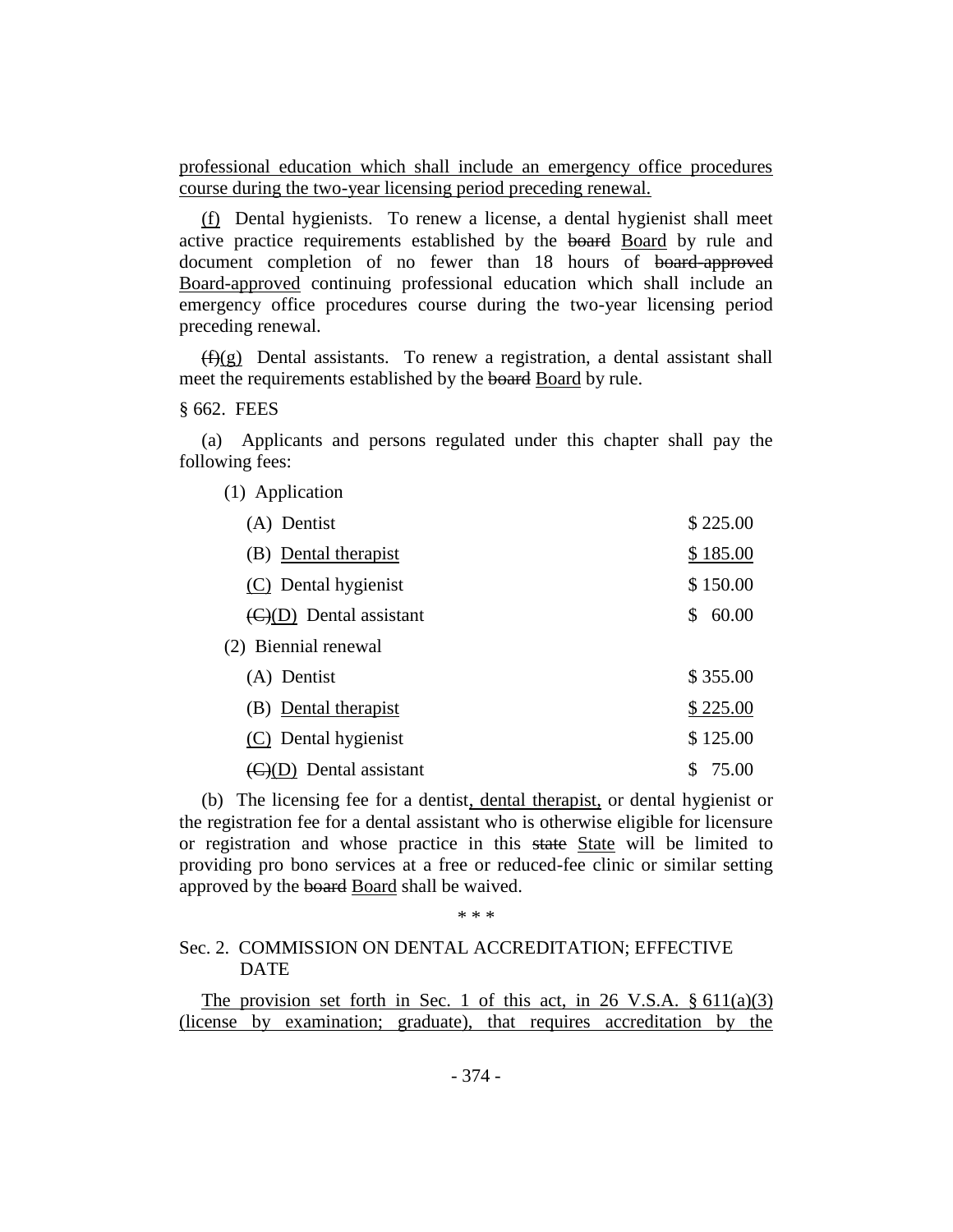professional education which shall include an emergency office procedures course during the two-year licensing period preceding renewal.

(f) Dental hygienists. To renew a license, a dental hygienist shall meet active practice requirements established by the ~~board~~ Board by rule and document completion of no fewer than 18 hours of ~~board-approved~~ Board-approved continuing professional education which shall include an emergency office procedures course during the two-year licensing period preceding renewal.

~~(f)~~(g) Dental assistants. To renew a registration, a dental assistant shall meet the requirements established by the ~~board~~ Board by rule.

§ 662. FEES

(a) Applicants and persons regulated under this chapter shall pay the following fees:

(1) Application

| | |
|---|---|
| (A) Dentist | $ 225.00 |
| (B) Dental therapist | $ 185.00 |
| (C) Dental hygienist | $ 150.00 |
| ~~(C)~~(D) Dental assistant | $ 60.00 |

(2) Biennial renewal

| | |
|---|---|
| (A) Dentist | $ 355.00 |
| (B) Dental therapist | $ 225.00 |
| (C) Dental hygienist | $ 125.00 |
| ~~(C)~~(D) Dental assistant | $ 75.00 |

(b) The licensing fee for a dentist, dental therapist, or dental hygienist or the registration fee for a dental assistant who is otherwise eligible for licensure or registration and whose practice in this ~~state~~ State will be limited to providing pro bono services at a free or reduced-fee clinic or similar setting approved by the ~~board~~ Board shall be waived.

\* \* \*

Sec. 2. COMMISSION ON DENTAL ACCREDITATION; EFFECTIVE DATE

The provision set forth in Sec. 1 of this act, in 26 V.S.A. § 611(a)(3) (license by examination; graduate), that requires accreditation by the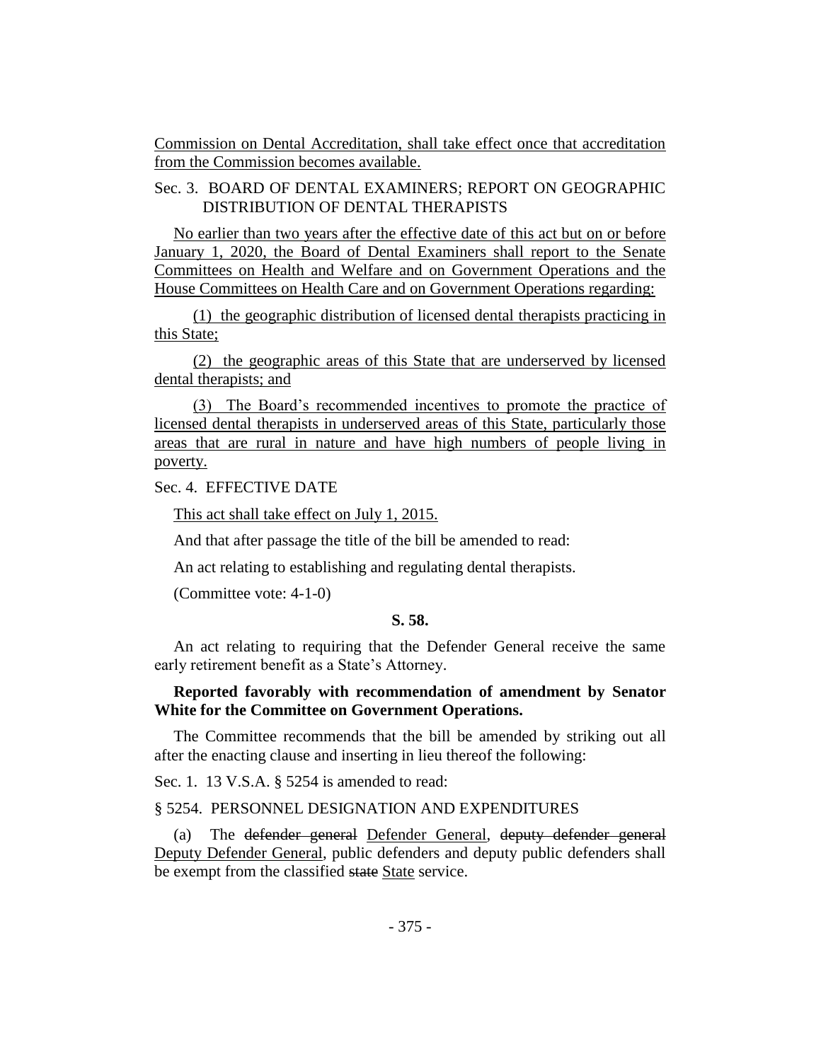Commission on Dental Accreditation, shall take effect once that accreditation from the Commission becomes available.

Sec. 3. BOARD OF DENTAL EXAMINERS; REPORT ON GEOGRAPHIC DISTRIBUTION OF DENTAL THERAPISTS

No earlier than two years after the effective date of this act but on or before January 1, 2020, the Board of Dental Examiners shall report to the Senate Committees on Health and Welfare and on Government Operations and the House Committees on Health Care and on Government Operations regarding:

(1) the geographic distribution of licensed dental therapists practicing in this State;

(2) the geographic areas of this State that are underserved by licensed dental therapists; and

(3) The Board's recommended incentives to promote the practice of licensed dental therapists in underserved areas of this State, particularly those areas that are rural in nature and have high numbers of people living in poverty.

Sec. 4. EFFECTIVE DATE

This act shall take effect on July 1, 2015.

And that after passage the title of the bill be amended to read:

An act relating to establishing and regulating dental therapists.

(Committee vote: 4-1-0)

**S. 58.**

An act relating to requiring that the Defender General receive the same early retirement benefit as a State's Attorney.

**Reported favorably with recommendation of amendment by Senator White for the Committee on Government Operations.**

The Committee recommends that the bill be amended by striking out all after the enacting clause and inserting in lieu thereof the following:

Sec. 1. 13 V.S.A. § 5254 is amended to read:

§ 5254. PERSONNEL DESIGNATION AND EXPENDITURES

(a) The ~~defender general~~ Defender General, ~~deputy defender general~~ Deputy Defender General, public defenders and deputy public defenders shall be exempt from the classified ~~state~~ State service.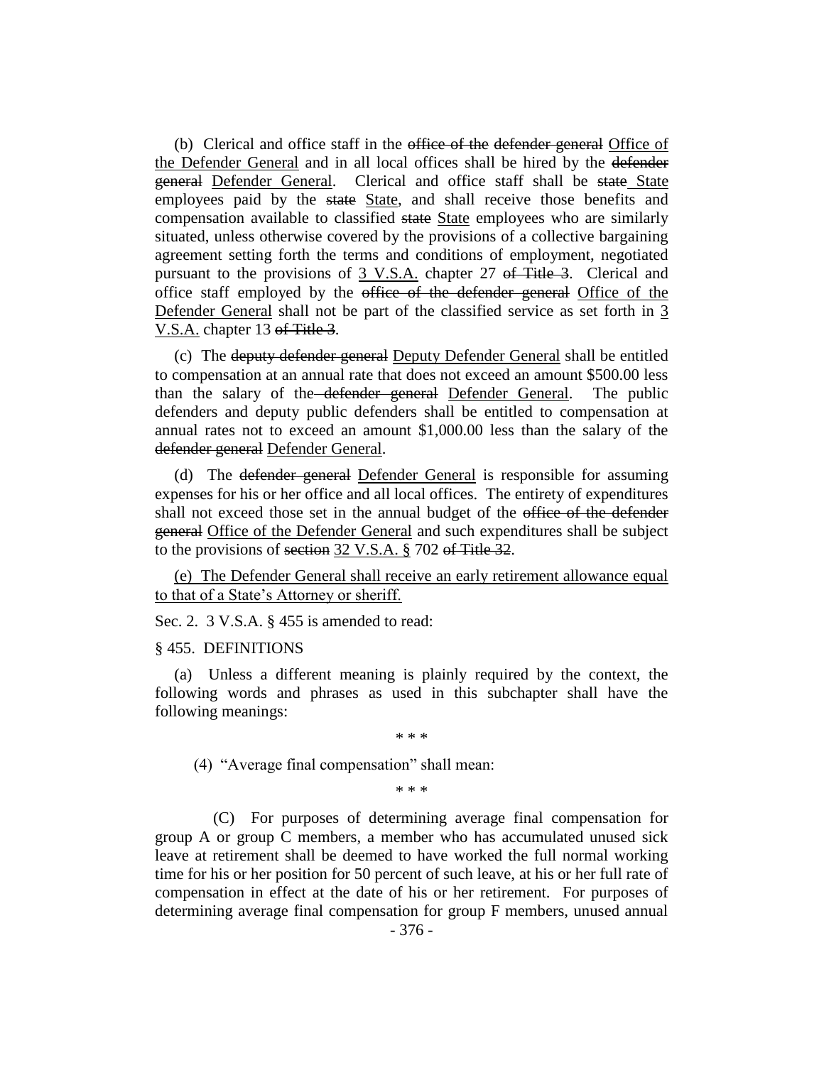(b) Clerical and office staff in the ~~office of the defender general~~ Office of the Defender General and in all local offices shall be hired by the ~~defender general~~ Defender General. Clerical and office staff shall be ~~state~~ State employees paid by the ~~state~~ State, and shall receive those benefits and compensation available to classified ~~state~~ State employees who are similarly situated, unless otherwise covered by the provisions of a collective bargaining agreement setting forth the terms and conditions of employment, negotiated pursuant to the provisions of 3 V.S.A. chapter 27 ~~of Title 3~~. Clerical and office staff employed by the ~~office of the defender general~~ Office of the Defender General shall not be part of the classified service as set forth in 3 V.S.A. chapter 13 ~~of Title 3~~.

(c) The ~~deputy defender general~~ Deputy Defender General shall be entitled to compensation at an annual rate that does not exceed an amount $500.00 less than the salary of the ~~defender general~~ Defender General. The public defenders and deputy public defenders shall be entitled to compensation at annual rates not to exceed an amount $1,000.00 less than the salary of the ~~defender general~~ Defender General.

(d) The ~~defender general~~ Defender General is responsible for assuming expenses for his or her office and all local offices. The entirety of expenditures shall not exceed those set in the annual budget of the ~~office of the defender general~~ Office of the Defender General and such expenditures shall be subject to the provisions of ~~section~~ 32 V.S.A. § 702 ~~of Title 32~~.

(e) The Defender General shall receive an early retirement allowance equal to that of a State's Attorney or sheriff.

Sec. 2. 3 V.S.A. § 455 is amended to read:

§ 455. DEFINITIONS

(a) Unless a different meaning is plainly required by the context, the following words and phrases as used in this subchapter shall have the following meanings:

\* \* \*

(4) "Average final compensation" shall mean:

\* \* \*

(C) For purposes of determining average final compensation for group A or group C members, a member who has accumulated unused sick leave at retirement shall be deemed to have worked the full normal working time for his or her position for 50 percent of such leave, at his or her full rate of compensation in effect at the date of his or her retirement. For purposes of determining average final compensation for group F members, unused annual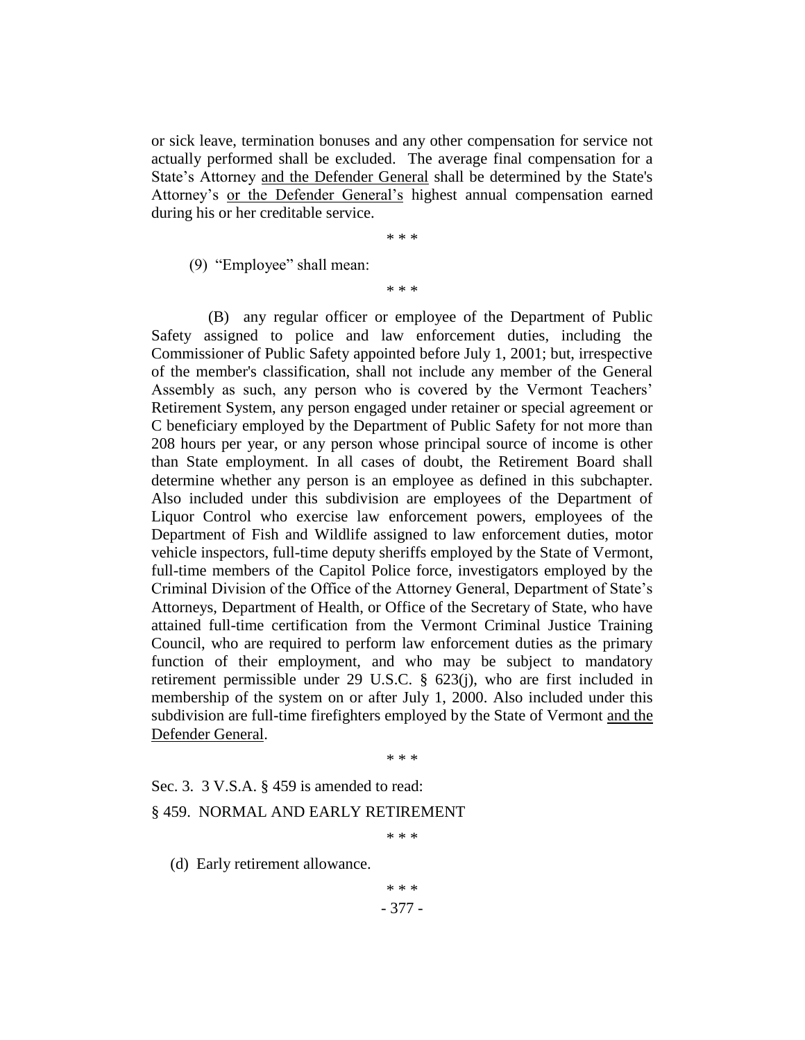or sick leave, termination bonuses and any other compensation for service not actually performed shall be excluded. The average final compensation for a State's Attorney <u>and the Defender General</u> shall be determined by the State's Attorney's <u>or the Defender General's</u> highest annual compensation earned during his or her creditable service.

\* \* \*

(9) "Employee" shall mean:

\* \* \*

(B) any regular officer or employee of the Department of Public Safety assigned to police and law enforcement duties, including the Commissioner of Public Safety appointed before July 1, 2001; but, irrespective of the member's classification, shall not include any member of the General Assembly as such, any person who is covered by the Vermont Teachers' Retirement System, any person engaged under retainer or special agreement or C beneficiary employed by the Department of Public Safety for not more than 208 hours per year, or any person whose principal source of income is other than State employment. In all cases of doubt, the Retirement Board shall determine whether any person is an employee as defined in this subchapter. Also included under this subdivision are employees of the Department of Liquor Control who exercise law enforcement powers, employees of the Department of Fish and Wildlife assigned to law enforcement duties, motor vehicle inspectors, full-time deputy sheriffs employed by the State of Vermont, full-time members of the Capitol Police force, investigators employed by the Criminal Division of the Office of the Attorney General, Department of State's Attorneys, Department of Health, or Office of the Secretary of State, who have attained full-time certification from the Vermont Criminal Justice Training Council, who are required to perform law enforcement duties as the primary function of their employment, and who may be subject to mandatory retirement permissible under 29 U.S.C. § 623(j), who are first included in membership of the system on or after July 1, 2000. Also included under this subdivision are full-time firefighters employed by the State of Vermont <u>and the Defender General</u>.

\* \* \*

Sec. 3. 3 V.S.A. § 459 is amended to read:

§ 459. NORMAL AND EARLY RETIREMENT

\* \* \*

(d) Early retirement allowance.

\* \* \*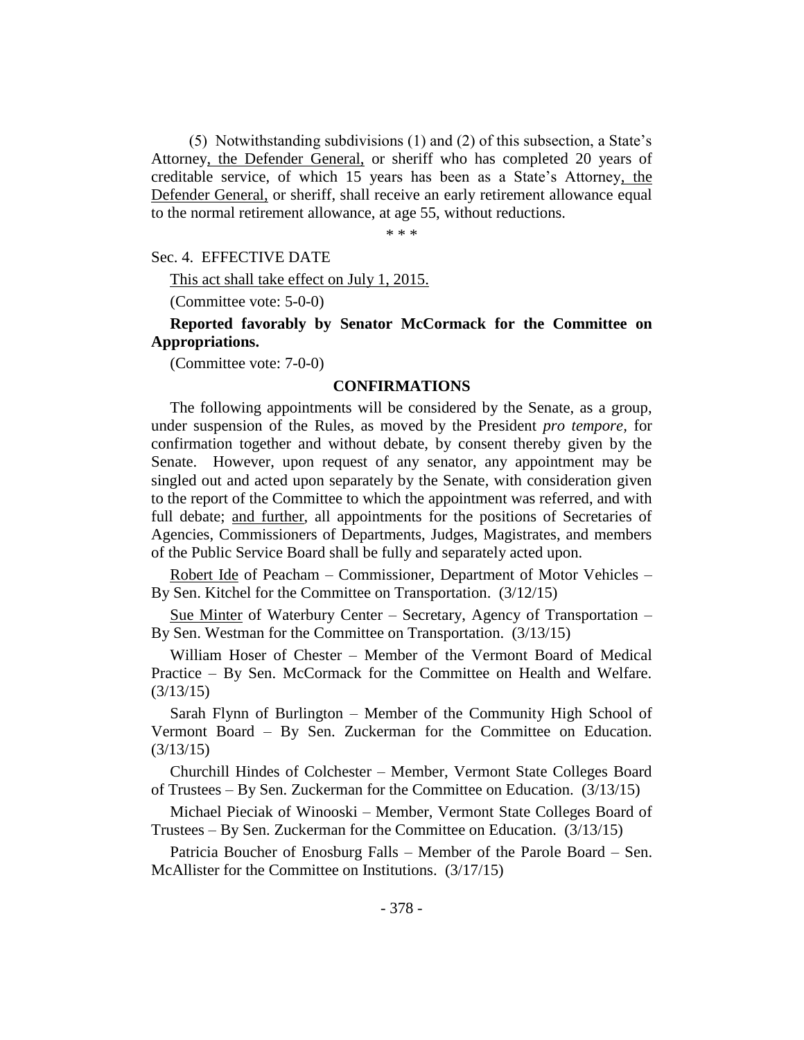(5) Notwithstanding subdivisions (1) and (2) of this subsection, a State's Attorney<u>, the Defender General,</u> or sheriff who has completed 20 years of creditable service, of which 15 years has been as a State's Attorney<u>, the Defender General,</u> or sheriff, shall receive an early retirement allowance equal to the normal retirement allowance, at age 55, without reductions.

\* \* \*

Sec. 4. EFFECTIVE DATE

<u>This act shall take effect on July 1, 2015.</u>

(Committee vote: 5-0-0)

**Reported favorably by Senator McCormack for the Committee on Appropriations.**

(Committee vote: 7-0-0)

## CONFIRMATIONS

The following appointments will be considered by the Senate, as a group, under suspension of the Rules, as moved by the President *pro tempore,* for confirmation together and without debate, by consent thereby given by the Senate. However, upon request of any senator, any appointment may be singled out and acted upon separately by the Senate, with consideration given to the report of the Committee to which the appointment was referred, and with full debate; <u>and further</u>, all appointments for the positions of Secretaries of Agencies, Commissioners of Departments, Judges, Magistrates, and members of the Public Service Board shall be fully and separately acted upon.

<u>Robert Ide</u> of Peacham – Commissioner, Department of Motor Vehicles – By Sen. Kitchel for the Committee on Transportation. (3/12/15)

<u>Sue Minter</u> of Waterbury Center – Secretary, Agency of Transportation – By Sen. Westman for the Committee on Transportation. (3/13/15)

William Hoser of Chester – Member of the Vermont Board of Medical Practice – By Sen. McCormack for the Committee on Health and Welfare. (3/13/15)

Sarah Flynn of Burlington – Member of the Community High School of Vermont Board – By Sen. Zuckerman for the Committee on Education. (3/13/15)

Churchill Hindes of Colchester – Member, Vermont State Colleges Board of Trustees – By Sen. Zuckerman for the Committee on Education. (3/13/15)

Michael Pieciak of Winooski – Member, Vermont State Colleges Board of Trustees – By Sen. Zuckerman for the Committee on Education. (3/13/15)

Patricia Boucher of Enosburg Falls – Member of the Parole Board – Sen. McAllister for the Committee on Institutions. (3/17/15)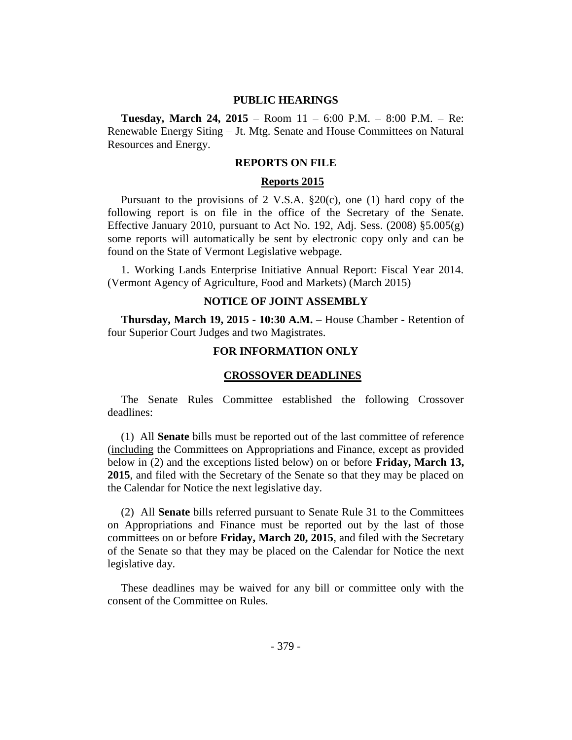## PUBLIC HEARINGS

**Tuesday, March 24, 2015** – Room 11 – 6:00 P.M. – 8:00 P.M. – Re: Renewable Energy Siting – Jt. Mtg. Senate and House Committees on Natural Resources and Energy.

## REPORTS ON FILE

### Reports 2015

Pursuant to the provisions of 2 V.S.A. §20(c), one (1) hard copy of the following report is on file in the office of the Secretary of the Senate. Effective January 2010, pursuant to Act No. 192, Adj. Sess. (2008) §5.005(g) some reports will automatically be sent by electronic copy only and can be found on the State of Vermont Legislative webpage.

1. Working Lands Enterprise Initiative Annual Report: Fiscal Year 2014. (Vermont Agency of Agriculture, Food and Markets) (March 2015)

## NOTICE OF JOINT ASSEMBLY

**Thursday, March 19, 2015 - 10:30 A.M.** – House Chamber - Retention of four Superior Court Judges and two Magistrates.

## FOR INFORMATION ONLY

### CROSSOVER DEADLINES

The Senate Rules Committee established the following Crossover deadlines:

(1) All **Senate** bills must be reported out of the last committee of reference (including the Committees on Appropriations and Finance, except as provided below in (2) and the exceptions listed below) on or before **Friday, March 13, 2015**, and filed with the Secretary of the Senate so that they may be placed on the Calendar for Notice the next legislative day.

(2) All **Senate** bills referred pursuant to Senate Rule 31 to the Committees on Appropriations and Finance must be reported out by the last of those committees on or before **Friday, March 20, 2015**, and filed with the Secretary of the Senate so that they may be placed on the Calendar for Notice the next legislative day.

These deadlines may be waived for any bill or committee only with the consent of the Committee on Rules.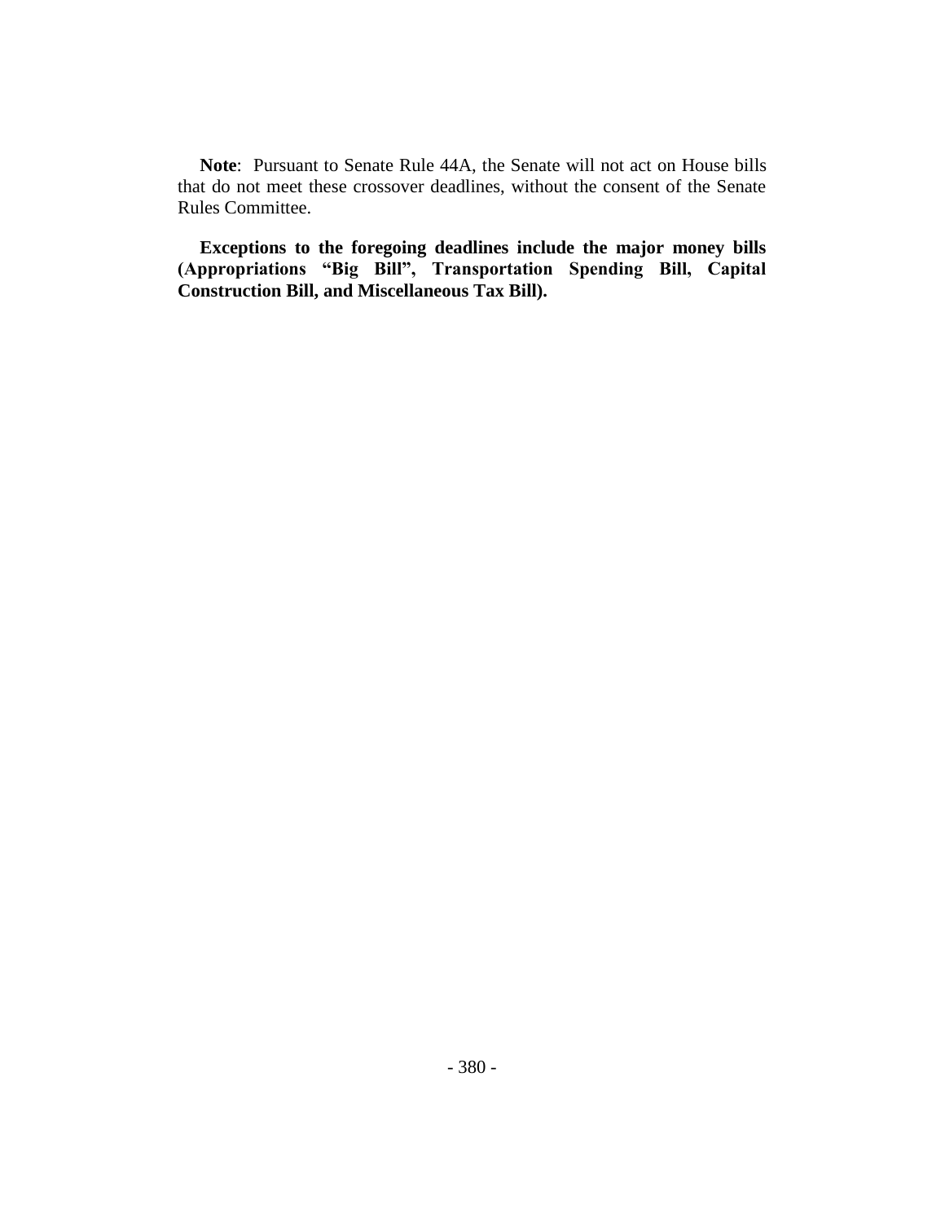**Note**: Pursuant to Senate Rule 44A, the Senate will not act on House bills that do not meet these crossover deadlines, without the consent of the Senate Rules Committee.

**Exceptions to the foregoing deadlines include the major money bills (Appropriations "Big Bill", Transportation Spending Bill, Capital Construction Bill, and Miscellaneous Tax Bill).**